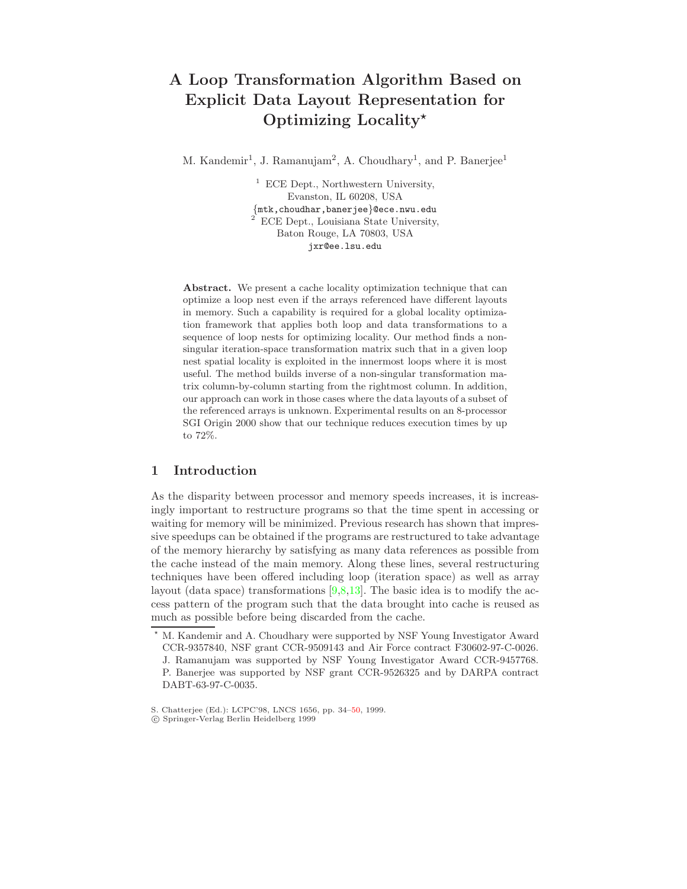# A Loop Transformation Algorithm Based on Explicit Data Layout Representation for Optimizing Locality*

M. Kandemir[1], J. Ramanujam[2], A. Choudhary[1], and P. Banerjee[1]

[1] ECE Dept., Northwestern University, Evanston, IL 60208, USA
{mtk,choudhar,banerjee}@ece.nwu.edu

[2] ECE Dept., Louisiana State University, Baton Rouge, LA 70803, USA
jxr@ee.lsu.edu

**Abstract.** We present a cache locality optimization technique that can optimize a loop nest even if the arrays referenced have different layouts in memory. Such a capability is required for a global locality optimization framework that applies both loop and data transformations to a sequence of loop nests for optimizing locality. Our method finds a non-singular iteration-space transformation matrix such that in a given loop nest spatial locality is exploited in the innermost loops where it is most useful. The method builds inverse of a non-singular transformation matrix column-by-column starting from the rightmost column. In addition, our approach can work in those cases where the data layouts of a subset of the referenced arrays is unknown. Experimental results on an 8-processor SGI Origin 2000 show that our technique reduces execution times by up to 72%.

## 1 Introduction

As the disparity between processor and memory speeds increases, it is increasingly important to restructure programs so that the time spent in accessing or waiting for memory will be minimized. Previous research has shown that impressive speedups can be obtained if the programs are restructured to take advantage of the memory hierarchy by satisfying as many data references as possible from the cache instead of the main memory. Along these lines, several restructuring techniques have been offered including loop (iteration space) as well as array layout (data space) transformations [9,8,13]. The basic idea is to modify the access pattern of the program such that the data brought into cache is reused as much as possible before being discarded from the cache.

* M. Kandemir and A. Choudhary were supported by NSF Young Investigator Award CCR-9357840, NSF grant CCR-9509143 and Air Force contract F30602-97-C-0026. J. Ramanujam was supported by NSF Young Investigator Award CCR-9457768. P. Banerjee was supported by NSF grant CCR-9526325 and by DARPA contract DABT-63-97-C-0035.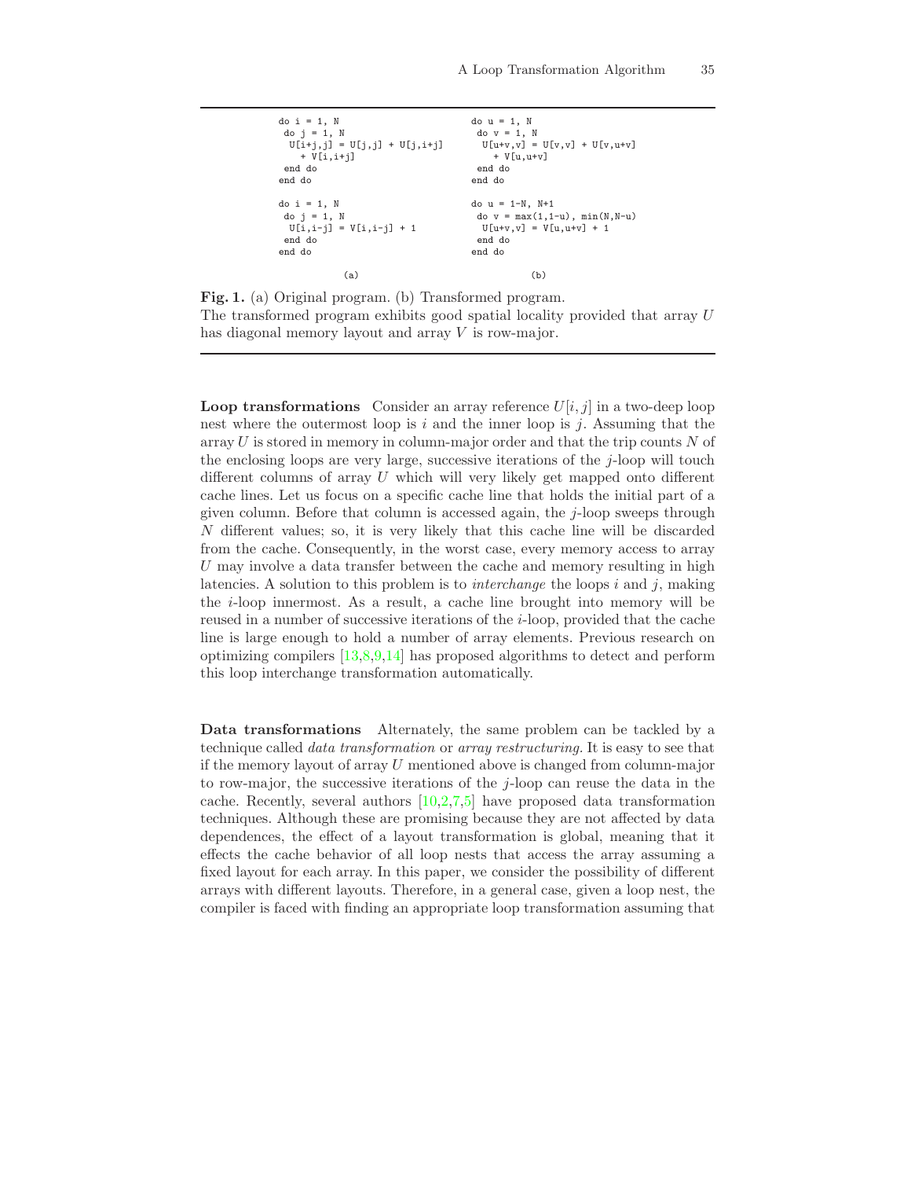(a)

```
do i = 1, N
 do j = 1, N
  U[i+j,j] = U[j,j] + U[j,i+j]
    + V[i,i+j]
 end do
end do

do i = 1, N
 do j = 1, N
  U[i,i-j] = V[i,i-j] + 1
 end do
end do
```

(b)

```
do u = 1, N
 do v = 1, N
  U[u+v,v] = U[v,v] + U[v,u+v]
    + V[u,u+v]
 end do
end do

do u = 1-N, N+1
 do v = max(1,1-u), min(N,N-u)
  U[u+v,v] = V[u,u+v] + 1
 end do
end do
```

**Fig. 1.** (a) Original program. (b) Transformed program.
The transformed program exhibits good spatial locality provided that array $U$ has diagonal memory layout and array $V$ is row-major.

**Loop transformations** Consider an array reference $U[i, j]$ in a two-deep loop nest where the outermost loop is $i$ and the inner loop is $j$. Assuming that the array $U$ is stored in memory in column-major order and that the trip counts $N$ of the enclosing loops are very large, successive iterations of the $j$-loop will touch different columns of array $U$ which will very likely get mapped onto different cache lines. Let us focus on a specific cache line that holds the initial part of a given column. Before that column is accessed again, the $j$-loop sweeps through $N$ different values; so, it is very likely that this cache line will be discarded from the cache. Consequently, in the worst case, every memory access to array $U$ may involve a data transfer between the cache and memory resulting in high latencies. A solution to this problem is to *interchange* the loops $i$ and $j$, making the $i$-loop innermost. As a result, a cache line brought into memory will be reused in a number of successive iterations of the $i$-loop, provided that the cache line is large enough to hold a number of array elements. Previous research on optimizing compilers [13,8,9,14] has proposed algorithms to detect and perform this loop interchange transformation automatically.

**Data transformations** Alternately, the same problem can be tackled by a technique called *data transformation* or *array restructuring*. It is easy to see that if the memory layout of array $U$ mentioned above is changed from column-major to row-major, the successive iterations of the $j$-loop can reuse the data in the cache. Recently, several authors [10,2,7,5] have proposed data transformation techniques. Although these are promising because they are not affected by data dependences, the effect of a layout transformation is global, meaning that it effects the cache behavior of all loop nests that access the array assuming a fixed layout for each array. In this paper, we consider the possibility of different arrays with different layouts. Therefore, in a general case, given a loop nest, the compiler is faced with finding an appropriate loop transformation assuming that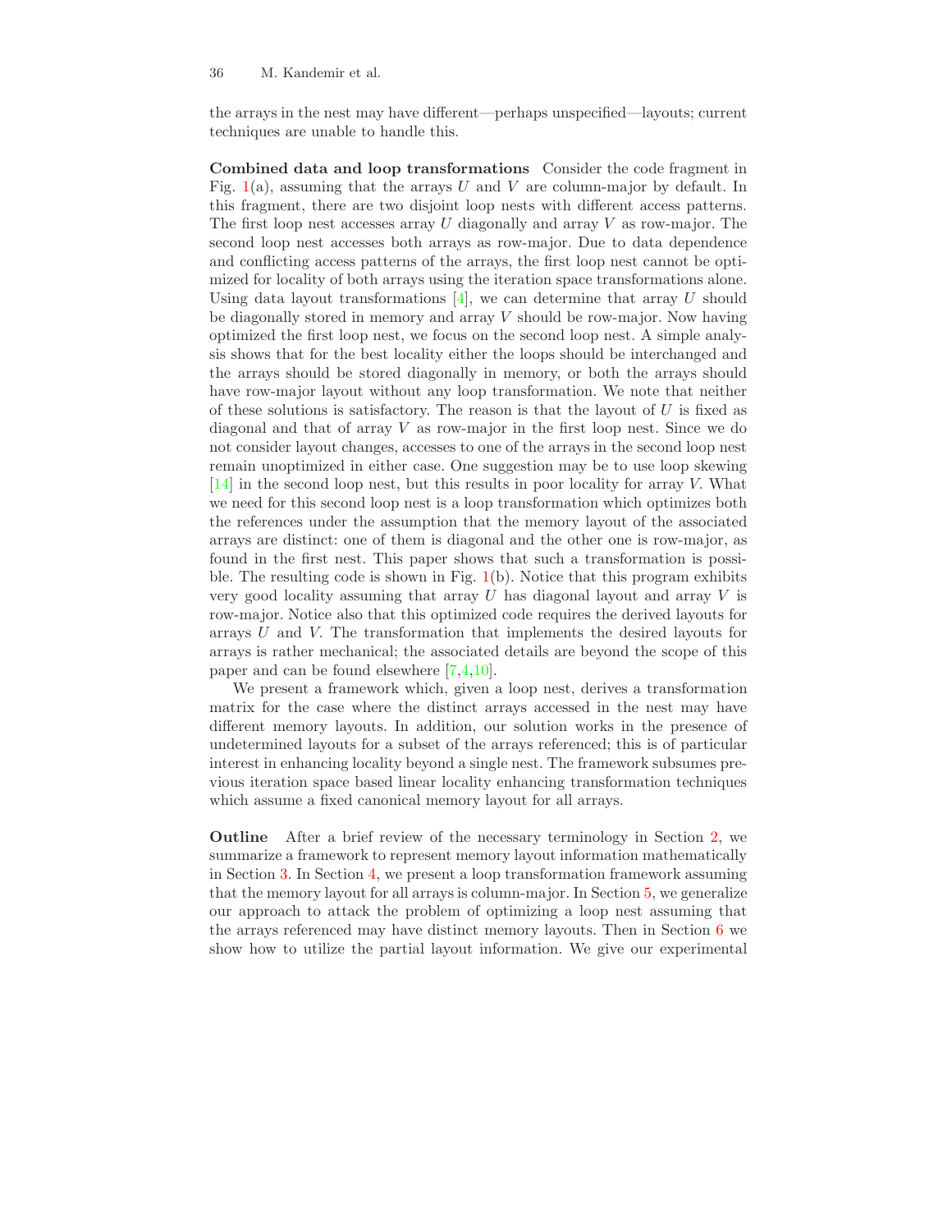the arrays in the nest may have different—perhaps unspecified—layouts; current techniques are unable to handle this.

**Combined data and loop transformations** Consider the code fragment in Fig. 1(a), assuming that the arrays $U$ and $V$ are column-major by default. In this fragment, there are two disjoint loop nests with different access patterns. The first loop nest accesses array $U$ diagonally and array $V$ as row-major. The second loop nest accesses both arrays as row-major. Due to data dependence and conflicting access patterns of the arrays, the first loop nest cannot be optimized for locality of both arrays using the iteration space transformations alone. Using data layout transformations [4], we can determine that array $U$ should be diagonally stored in memory and array $V$ should be row-major. Now having optimized the first loop nest, we focus on the second loop nest. A simple analysis shows that for the best locality either the loops should be interchanged and the arrays should be stored diagonally in memory, or both the arrays should have row-major layout without any loop transformation. We note that neither of these solutions is satisfactory. The reason is that the layout of $U$ is fixed as diagonal and that of array $V$ as row-major in the first loop nest. Since we do not consider layout changes, accesses to one of the arrays in the second loop nest remain unoptimized in either case. One suggestion may be to use loop skewing [14] in the second loop nest, but this results in poor locality for array $V$. What we need for this second loop nest is a loop transformation which optimizes both the references under the assumption that the memory layout of the associated arrays are distinct: one of them is diagonal and the other one is row-major, as found in the first nest. This paper shows that such a transformation is possible. The resulting code is shown in Fig. 1(b). Notice that this program exhibits very good locality assuming that array $U$ has diagonal layout and array $V$ is row-major. Notice also that this optimized code requires the derived layouts for arrays $U$ and $V$. The transformation that implements the desired layouts for arrays is rather mechanical; the associated details are beyond the scope of this paper and can be found elsewhere [7,4,10].

We present a framework which, given a loop nest, derives a transformation matrix for the case where the distinct arrays accessed in the nest may have different memory layouts. In addition, our solution works in the presence of undetermined layouts for a subset of the arrays referenced; this is of particular interest in enhancing locality beyond a single nest. The framework subsumes previous iteration space based linear locality enhancing transformation techniques which assume a fixed canonical memory layout for all arrays.

**Outline** After a brief review of the necessary terminology in Section 2, we summarize a framework to represent memory layout information mathematically in Section 3. In Section 4, we present a loop transformation framework assuming that the memory layout for all arrays is column-major. In Section 5, we generalize our approach to attack the problem of optimizing a loop nest assuming that the arrays referenced may have distinct memory layouts. Then in Section 6 we show how to utilize the partial layout information. We give our experimental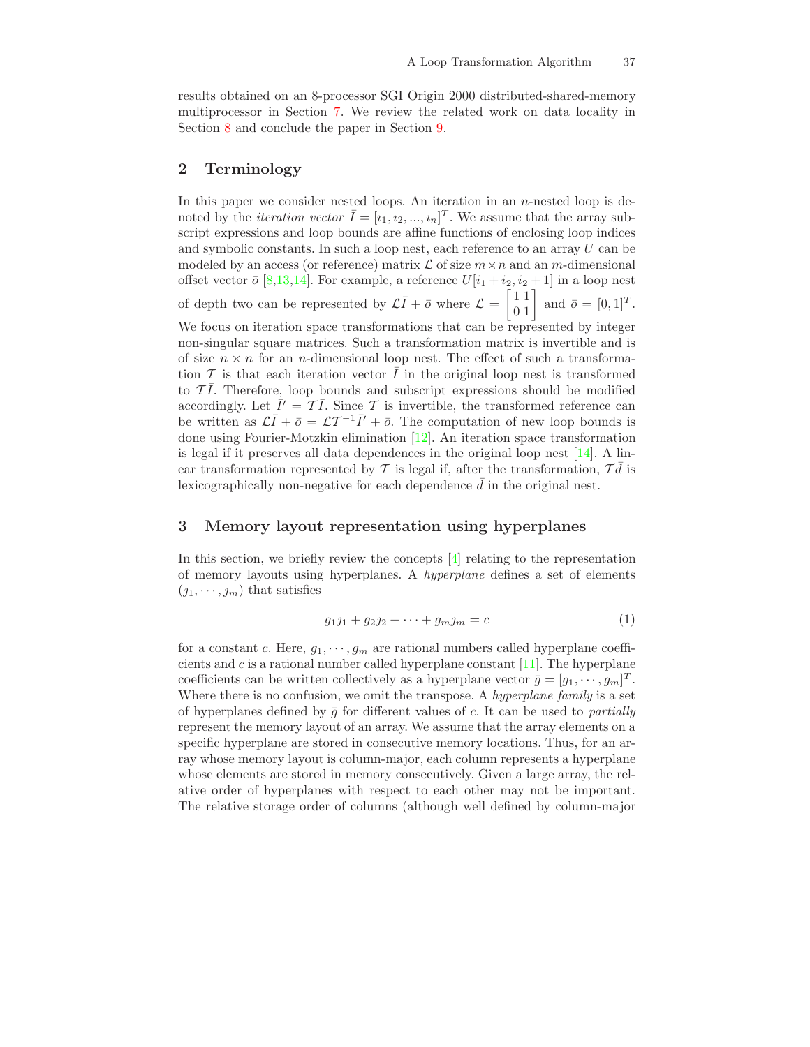results obtained on an 8-processor SGI Origin 2000 distributed-shared-memory multiprocessor in Section 7. We review the related work on data locality in Section 8 and conclude the paper in Section 9.

## 2 Terminology

In this paper we consider nested loops. An iteration in an $n$-nested loop is denoted by the *iteration vector* $\bar{I} = [\imath_1, \imath_2, ..., \imath_n]^T$. We assume that the array subscript expressions and loop bounds are affine functions of enclosing loop indices and symbolic constants. In such a loop nest, each reference to an array $U$ can be modeled by an access (or reference) matrix $\mathcal{L}$ of size $m \times n$ and an $m$-dimensional offset vector $\bar{o}$ [8,13,14]. For example, a reference $U[i_1 + i_2, i_2 + 1]$ in a loop nest of depth two can be represented by $\mathcal{L}\bar{I} + \bar{o}$ where $\mathcal{L} = \begin{bmatrix} 1 & 1 \\ 0 & 1 \end{bmatrix}$ and $\bar{o} = [0, 1]^T$. We focus on iteration space transformations that can be represented by integer non-singular square matrices. Such a transformation matrix is invertible and is of size $n \times n$ for an $n$-dimensional loop nest. The effect of such a transformation $\mathcal{T}$ is that each iteration vector $\bar{I}$ in the original loop nest is transformed to $\mathcal{T}\bar{I}$. Therefore, loop bounds and subscript expressions should be modified accordingly. Let $\bar{I}' = \mathcal{T}\bar{I}$. Since $\mathcal{T}$ is invertible, the transformed reference can be written as $\mathcal{L}\bar{I} + \bar{o} = \mathcal{L}\mathcal{T}^{-1}\bar{I}' + \bar{o}$. The computation of new loop bounds is done using Fourier-Motzkin elimination [12]. An iteration space transformation is legal if it preserves all data dependences in the original loop nest [14]. A linear transformation represented by $\mathcal{T}$ is legal if, after the transformation, $\mathcal{T}\bar{d}$ is lexicographically non-negative for each dependence $\bar{d}$ in the original nest.

## 3 Memory layout representation using hyperplanes

In this section, we briefly review the concepts [4] relating to the representation of memory layouts using hyperplanes. A *hyperplane* defines a set of elements $(\jmath_1, \cdots, \jmath_m)$ that satisfies

$$g_1\jmath_1 + g_2\jmath_2 + \cdots + g_m\jmath_m = c \tag{1}$$

for a constant $c$. Here, $g_1, \cdots, g_m$ are rational numbers called hyperplane coefficients and $c$ is a rational number called hyperplane constant [11]. The hyperplane coefficients can be written collectively as a hyperplane vector $\bar{g} = [g_1, \cdots, g_m]^T$. Where there is no confusion, we omit the transpose. A *hyperplane family* is a set of hyperplanes defined by $\bar{g}$ for different values of $c$. It can be used to *partially* represent the memory layout of an array. We assume that the array elements on a specific hyperplane are stored in consecutive memory locations. Thus, for an array whose memory layout is column-major, each column represents a hyperplane whose elements are stored in memory consecutively. Given a large array, the relative order of hyperplanes with respect to each other may not be important. The relative storage order of columns (although well defined by column-major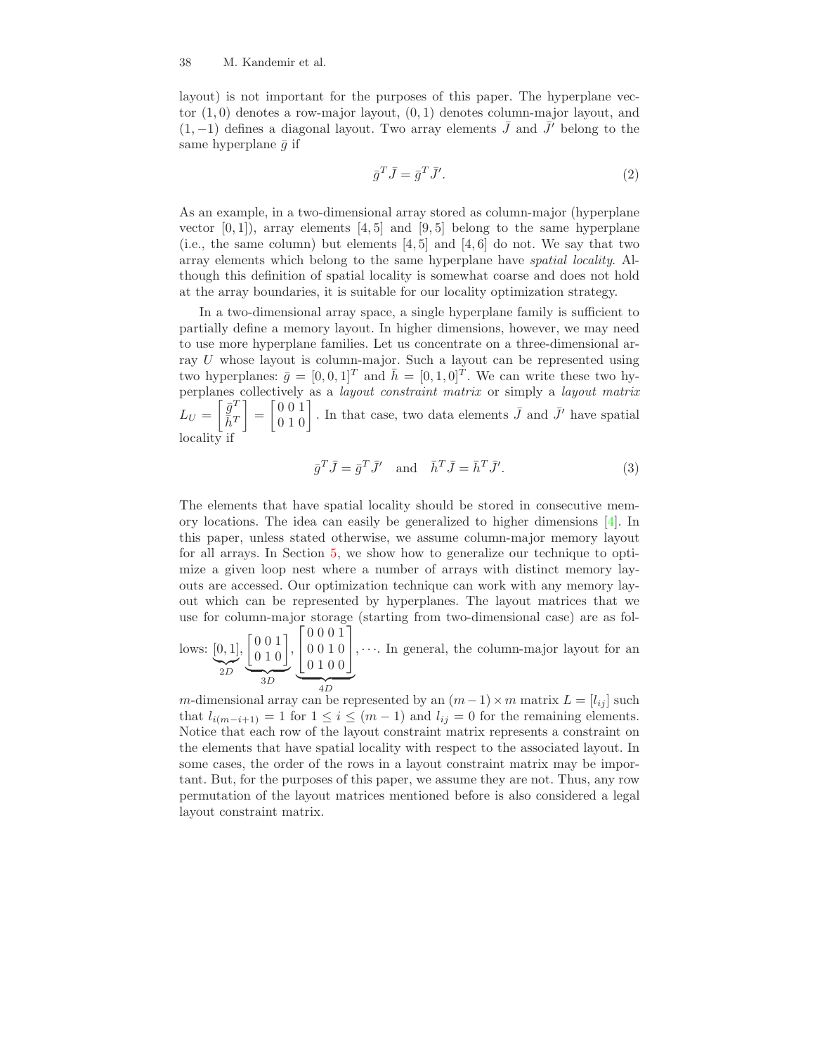layout) is not important for the purposes of this paper. The hyperplane vector $(1, 0)$ denotes a row-major layout, $(0, 1)$ denotes column-major layout, and $(1, -1)$ defines a diagonal layout. Two array elements $\bar{J}$ and $\bar{J}'$ belong to the same hyperplane $\bar{g}$ if

$$\bar{g}^T \bar{J} = \bar{g}^T \bar{J}'. \tag{2}$$

As an example, in a two-dimensional array stored as column-major (hyperplane vector $[0, 1]$), array elements $[4, 5]$ and $[9, 5]$ belong to the same hyperplane (i.e., the same column) but elements $[4, 5]$ and $[4, 6]$ do not. We say that two array elements which belong to the same hyperplane have *spatial locality*. Although this definition of spatial locality is somewhat coarse and does not hold at the array boundaries, it is suitable for our locality optimization strategy.

In a two-dimensional array space, a single hyperplane family is sufficient to partially define a memory layout. In higher dimensions, however, we may need to use more hyperplane families. Let us concentrate on a three-dimensional array $U$ whose layout is column-major. Such a layout can be represented using two hyperplanes: $\bar{g} = [0, 0, 1]^T$ and $\bar{h} = [0, 1, 0]^T$. We can write these two hyperplanes collectively as a *layout constraint matrix* or simply a *layout matrix* $L_U = \begin{bmatrix} \bar{g}^T \\ \bar{h}^T \end{bmatrix} = \begin{bmatrix} 0 & 0 & 1 \\ 0 & 1 & 0 \end{bmatrix}$. In that case, two data elements $\bar{J}$ and $\bar{J}'$ have spatial locality if

$$\bar{g}^T \bar{J} = \bar{g}^T \bar{J}' \quad \text{and} \quad \bar{h}^T \bar{J} = \bar{h}^T \bar{J}'. \tag{3}$$

The elements that have spatial locality should be stored in consecutive memory locations. The idea can easily be generalized to higher dimensions [4]. In this paper, unless stated otherwise, we assume column-major memory layout for all arrays. In Section 5, we show how to generalize our technique to optimize a given loop nest where a number of arrays with distinct memory layouts are accessed. Our optimization technique can work with any memory layout which can be represented by hyperplanes. The layout matrices that we use for column-major storage (starting from two-dimensional case) are as follows: $\underbrace{[0, 1]}_{2D}, \underbrace{\begin{bmatrix} 0 & 0 & 1 \\ 0 & 1 & 0 \end{bmatrix}}_{3D}, \underbrace{\begin{bmatrix} 0 & 0 & 0 & 1 \\ 0 & 0 & 1 & 0 \\ 0 & 1 & 0 & 0 \end{bmatrix}}_{4D}, \cdots$. In general, the column-major layout for an $m$-dimensional array can be represented by an $(m-1) \times m$ matrix $L = [l_{ij}]$ such that $l_{i(m-i+1)} = 1$ for $1 \le i \le (m-1)$ and $l_{ij} = 0$ for the remaining elements. Notice that each row of the layout constraint matrix represents a constraint on the elements that have spatial locality with respect to the associated layout. In some cases, the order of the rows in a layout constraint matrix may be important. But, for the purposes of this paper, we assume they are not. Thus, any row permutation of the layout matrices mentioned before is also considered a legal layout constraint matrix.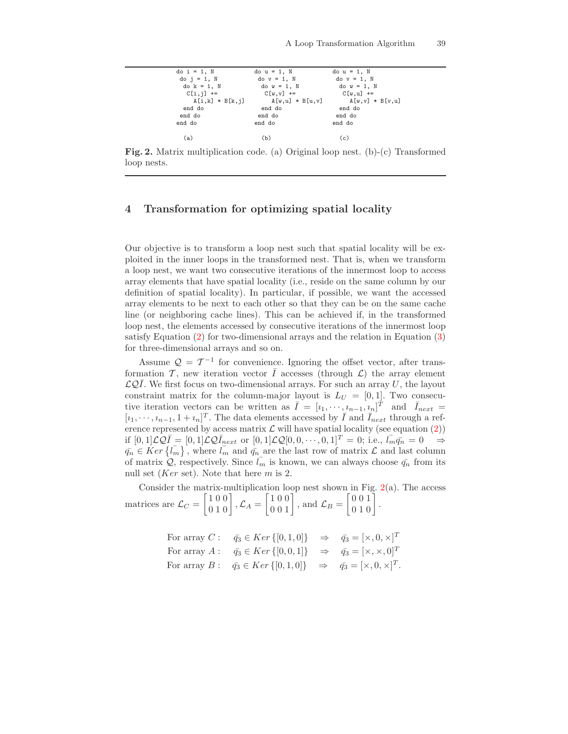```
do i = 1, N
 do j = 1, N
  do k = 1, N
   C[i,j] +=
     A[i,k] * B[k,j]
  end do
 end do
end do

  (a)
```

```
do u = 1, N
 do v = 1, N
  do w = 1, N
   C[w,v] +=
     A[w,u] * B[u,v]
  end do
 end do
end do

  (b)
```

```
do u = 1, N
 do v = 1, N
  do w = 1, N
   C[w,u] +=
     A[w,v] * B[v,u]
  end do
 end do
end do

  (c)
```

**Fig. 2.** Matrix multiplication code. (a) Original loop nest. (b)-(c) Transformed loop nests.

## 4 Transformation for optimizing spatial locality

Our objective is to transform a loop nest such that spatial locality will be exploited in the inner loops in the transformed nest. That is, when we transform a loop nest, we want two consecutive iterations of the innermost loop to access array elements that have spatial locality (i.e., reside on the same column by our definition of spatial locality). In particular, if possible, we want the accessed array elements to be next to each other so that they can be on the same cache line (or neighboring cache lines). This can be achieved if, in the transformed loop nest, the elements accessed by consecutive iterations of the innermost loop satisfy Equation (2) for two-dimensional arrays and the relation in Equation (3) for three-dimensional arrays and so on.

Assume $\mathcal{Q} = \mathcal{T}^{-1}$ for convenience. Ignoring the offset vector, after transformation $\mathcal{T}$, new iteration vector $\bar{I}$ accesses (through $\mathcal{L}$) the array element $\mathcal{L}\mathcal{Q}\bar{I}$. We first focus on two-dimensional arrays. For such an array $U$, the layout constraint matrix for the column-major layout is $L_U = [0, 1]$. Two consecutive iteration vectors can be written as $\bar{I} = [\imath_1, \cdots, \imath_{n-1}, \imath_n]^T$ and $\bar{I}_{next} = [\imath_1, \cdots, \imath_{n-1}, 1 + \imath_n]^T$. The data elements accessed by $\bar{I}$ and $\bar{I}_{next}$ through a reference represented by access matrix $\mathcal{L}$ will have spatial locality (see equation (2)) if $[0, 1]\mathcal{L}\mathcal{Q}\bar{I} = [0, 1]\mathcal{L}\mathcal{Q}\bar{I}_{next}$ or $[0, 1]\mathcal{L}\mathcal{Q}[0, 0, \cdots, 0, 1]^T = 0$; i.e., $\bar{l_m}\bar{q_n} = 0 \quad \Rightarrow \bar{q_n} \in Ker\left\{\bar{l_m}\right\}$, where $\bar{l_m}$ and $\bar{q_n}$ are the last row of matrix $\mathcal{L}$ and last column of matrix $\mathcal{Q}$, respectively. Since $\bar{l_m}$ is known, we can always choose $\bar{q_n}$ from its null set ($Ker$ set). Note that here $m$ is 2.

Consider the matrix-multiplication loop nest shown in Fig. 2(a). The access matrices are $\mathcal{L}_C = \begin{bmatrix} 1\,0\,0 \\ 0\,1\,0 \end{bmatrix}, \mathcal{L}_A = \begin{bmatrix} 1\,0\,0 \\ 0\,0\,1 \end{bmatrix}$, and $\mathcal{L}_B = \begin{bmatrix} 0\,0\,1 \\ 0\,1\,0 \end{bmatrix}$.

$$
\begin{array}{llll}
\text{For array } C: & \bar{q_3} \in Ker\{[0,1,0]\} & \Rightarrow & \bar{q_3} = [\times, 0, \times]^T \\
\text{For array } A: & \bar{q_3} \in Ker\{[0,0,1]\} & \Rightarrow & \bar{q_3} = [\times, \times, 0]^T \\
\text{For array } B: & \bar{q_3} \in Ker\{[0,1,0]\} & \Rightarrow & \bar{q_3} = [\times, 0, \times]^T.
\end{array}
$$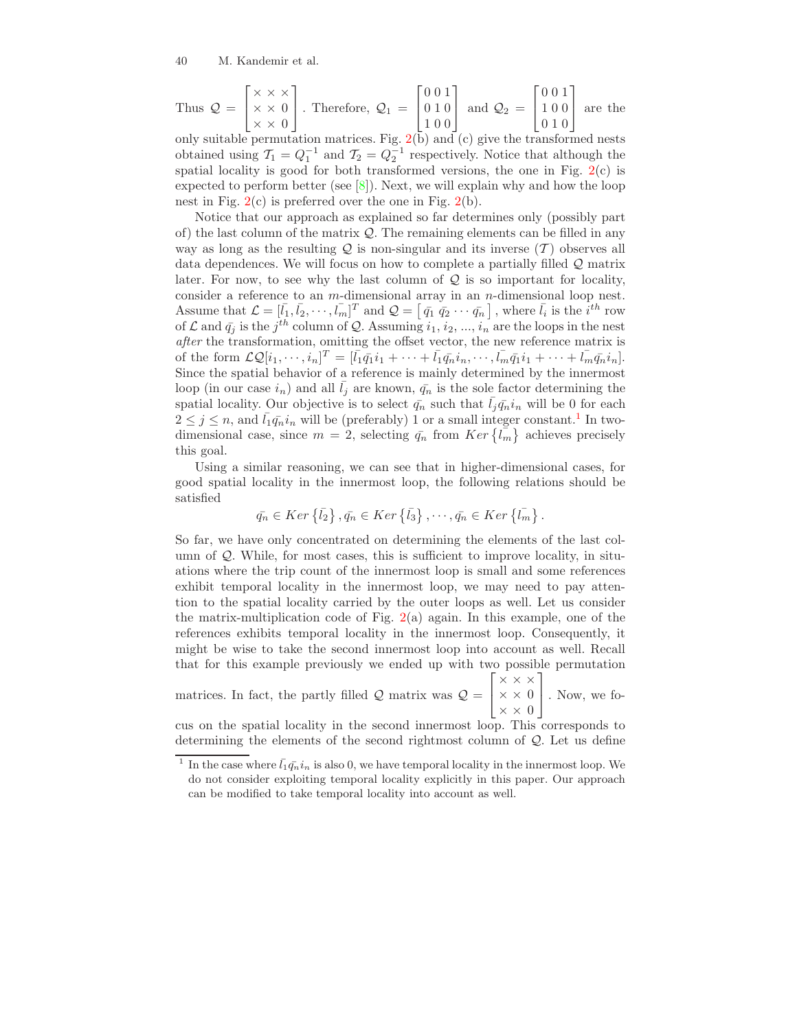Thus $\mathcal{Q} = \begin{bmatrix} \times & \times & \times \\ \times & \times & 0 \\ \times & \times & 0 \end{bmatrix}$. Therefore, $\mathcal{Q}_1 = \begin{bmatrix} 0 & 0 & 1 \\ 0 & 1 & 0 \\ 1 & 0 & 0 \end{bmatrix}$ and $\mathcal{Q}_2 = \begin{bmatrix} 0 & 0 & 1 \\ 1 & 0 & 0 \\ 0 & 1 & 0 \end{bmatrix}$ are the only suitable permutation matrices. Fig. 2(b) and (c) give the transformed nests obtained using $\mathcal{T}_1 = Q_1^{-1}$ and $\mathcal{T}_2 = Q_2^{-1}$ respectively. Notice that although the spatial locality is good for both transformed versions, the one in Fig. 2(c) is expected to perform better (see [8]). Next, we will explain why and how the loop nest in Fig. 2(c) is preferred over the one in Fig. 2(b).

Notice that our approach as explained so far determines only (possibly part of) the last column of the matrix $\mathcal{Q}$. The remaining elements can be filled in any way as long as the resulting $\mathcal{Q}$ is non-singular and its inverse ($\mathcal{T}$) observes all data dependences. We will focus on how to complete a partially filled $\mathcal{Q}$ matrix later. For now, to see why the last column of $\mathcal{Q}$ is so important for locality, consider a reference to an $m$-dimensional array in an $n$-dimensional loop nest. Assume that $\mathcal{L} = [\bar{l_1}, \bar{l_2}, \cdots, \bar{l_m}]^T$ and $\mathcal{Q} = \left[\, \bar{q_1} \; \bar{q_2} \; \cdots \; \bar{q_n} \,\right]$, where $\bar{l_i}$ is the $i^{th}$ row of $\mathcal{L}$ and $\bar{q_j}$ is the $j^{th}$ column of $\mathcal{Q}$. Assuming $i_1, i_2, ..., i_n$ are the loops in the nest *after* the transformation, omitting the offset vector, the new reference matrix is of the form $\mathcal{L}\mathcal{Q}[i_1, \cdots, i_n]^T = [\bar{l_1}\bar{q_1}i_1 + \cdots + \bar{l_1}\bar{q_n}i_n, \cdots, \bar{l_m}\bar{q_1}i_1 + \cdots + \bar{l_m}\bar{q_n}i_n]$. Since the spatial behavior of a reference is mainly determined by the innermost loop (in our case $i_n$) and all $\bar{l_j}$ are known, $\bar{q_n}$ is the sole factor determining the spatial locality. Our objective is to select $\bar{q_n}$ such that $\bar{l_j}\bar{q_n}i_n$ will be 0 for each $2 \leq j \leq n$, and $\bar{l_1}\bar{q_n}i_n$ will be (preferably) 1 or a small integer constant.[1] In two-dimensional case, since $m = 2$, selecting $\bar{q_n}$ from $Ker\left\{\bar{l_m}\right\}$ achieves precisely this goal.

Using a similar reasoning, we can see that in higher-dimensional cases, for good spatial locality in the innermost loop, the following relations should be satisfied

$$\bar{q_n} \in Ker\left\{\bar{l_2}\right\}, \bar{q_n} \in Ker\left\{\bar{l_3}\right\}, \cdots, \bar{q_n} \in Ker\left\{\bar{l_m}\right\}.$$

So far, we have only concentrated on determining the elements of the last column of $\mathcal{Q}$. While, for most cases, this is sufficient to improve locality, in situations where the trip count of the innermost loop is small and some references exhibit temporal locality in the innermost loop, we may need to pay attention to the spatial locality carried by the outer loops as well. Let us consider the matrix-multiplication code of Fig. 2(a) again. In this example, one of the references exhibits temporal locality in the innermost loop. Consequently, it might be wise to take the second innermost loop into account as well. Recall that for this example previously we ended up with two possible permutation matrices. In fact, the partly filled $\mathcal{Q}$ matrix was $\mathcal{Q} = \begin{bmatrix} \times & \times & \times \\ \times & \times & 0 \\ \times & \times & 0 \end{bmatrix}$. Now, we focus on the spatial locality in the second innermost loop. This corresponds to determining the elements of the second rightmost column of $\mathcal{Q}$. Let us define

[1] In the case where $\bar{l_1}\bar{q_n}i_n$ is also 0, we have temporal locality in the innermost loop. We do not consider exploiting temporal locality explicitly in this paper. Our approach can be modified to take temporal locality into account as well.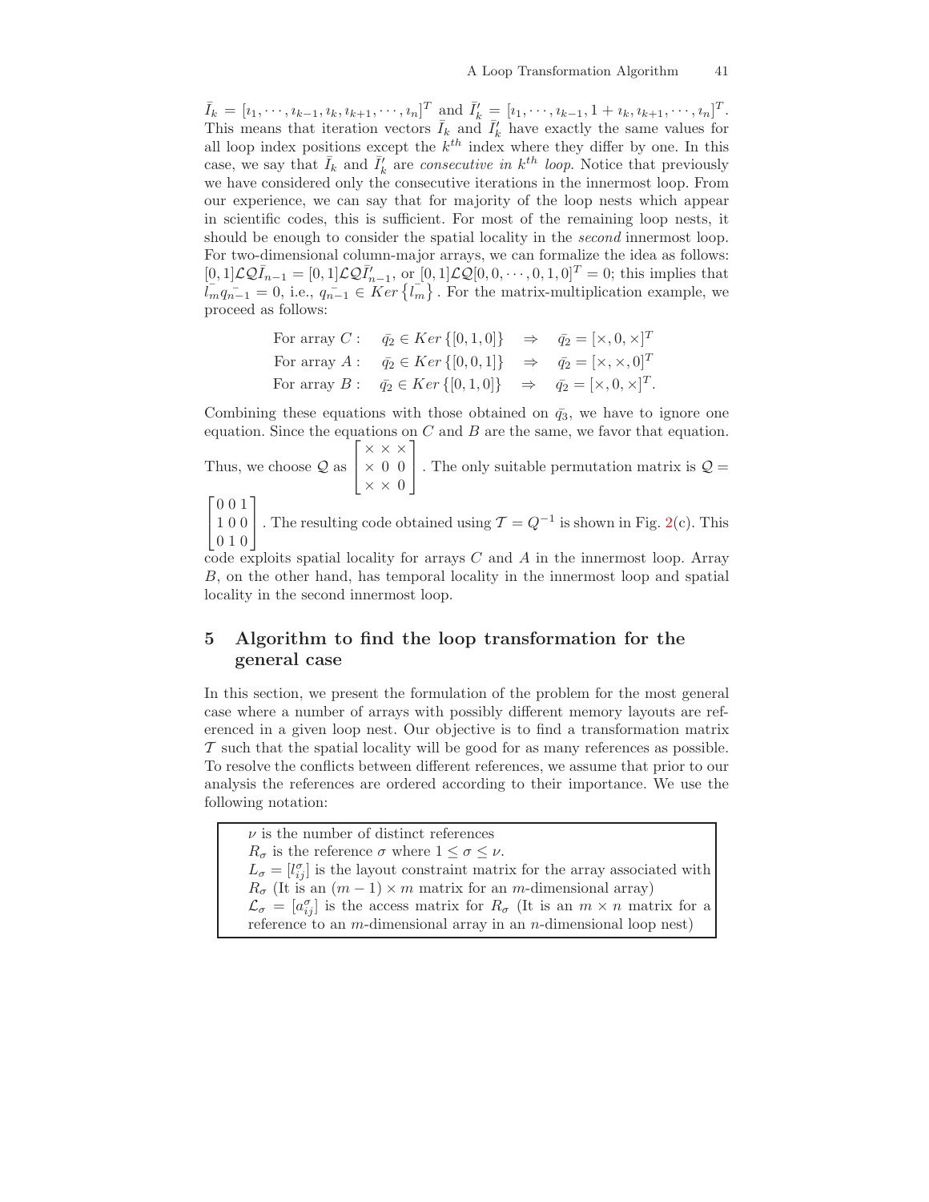$\bar{I}_k = [\imath_1, \cdots, \imath_{k-1}, \imath_k, \imath_{k+1}, \cdots, \imath_n]^T$ and $\bar{I}'_k = [\imath_1, \cdots, \imath_{k-1}, 1 + \imath_k, \imath_{k+1}, \cdots, \imath_n]^T$. This means that iteration vectors $\bar{I}_k$ and $\bar{I}'_k$ have exactly the same values for all loop index positions except the $k^{th}$ index where they differ by one. In this case, we say that $\bar{I}_k$ and $\bar{I}'_k$ are *consecutive in $k^{th}$ loop*. Notice that previously we have considered only the consecutive iterations in the innermost loop. From our experience, we can say that for majority of the loop nests which appear in scientific codes, this is sufficient. For most of the remaining loop nests, it should be enough to consider the spatial locality in the *second* innermost loop. For two-dimensional column-major arrays, we can formalize the idea as follows: $[0, 1]\mathcal{L}\mathcal{Q}\bar{I}_{n-1} = [0, 1]\mathcal{L}\mathcal{Q}\bar{I}'_{n-1}$, or $[0, 1]\mathcal{L}\mathcal{Q}[0, 0, \cdots, 0, 1, 0]^T = 0$; this implies that $\bar{l_m}\bar{q_{n-1}} = 0$, i.e., $\bar{q_{n-1}} \in Ker\left\{\bar{l_m}\right\}$. For the matrix-multiplication example, we proceed as follows:

$$\begin{array}{lll}
\text{For array } C: & \bar{q_2} \in Ker\left\{[0, 1, 0]\right\} \quad \Rightarrow & \bar{q_2} = [\times, 0, \times]^T \\
\text{For array } A: & \bar{q_2} \in Ker\left\{[0, 0, 1]\right\} \quad \Rightarrow & \bar{q_2} = [\times, \times, 0]^T \\
\text{For array } B: & \bar{q_2} \in Ker\left\{[0, 1, 0]\right\} \quad \Rightarrow & \bar{q_2} = [\times, 0, \times]^T.
\end{array}$$

Combining these equations with those obtained on $\bar{q_3}$, we have to ignore one equation. Since the equations on $C$ and $B$ are the same, we favor that equation. Thus, we choose $\mathcal{Q}$ as $\begin{bmatrix} \times & \times & \times \\ \times & 0 & 0 \\ \times & \times & 0 \end{bmatrix}$. The only suitable permutation matrix is $\mathcal{Q} = \begin{bmatrix} 0 & 0 & 1 \\ 1 & 0 & 0 \\ 0 & 1 & 0 \end{bmatrix}$. The resulting code obtained using $\mathcal{T} = Q^{-1}$ is shown in Fig. 2(c). This code exploits spatial locality for arrays $C$ and $A$ in the innermost loop. Array $B$, on the other hand, has temporal locality in the innermost loop and spatial locality in the second innermost loop.

## 5 Algorithm to find the loop transformation for the general case

In this section, we present the formulation of the problem for the most general case where a number of arrays with possibly different memory layouts are referenced in a given loop nest. Our objective is to find a transformation matrix $\mathcal{T}$ such that the spatial locality will be good for as many references as possible. To resolve the conflicts between different references, we assume that prior to our analysis the references are ordered according to their importance. We use the following notation:

> $\nu$ is the number of distinct references
> $R_\sigma$ is the reference $\sigma$ where $1 \leq \sigma \leq \nu$.
> $L_\sigma = [l^\sigma_{ij}]$ is the layout constraint matrix for the array associated with $R_\sigma$ (It is an $(m-1) \times m$ matrix for an $m$-dimensional array)
> $\mathcal{L}_\sigma = [a^\sigma_{ij}]$ is the access matrix for $R_\sigma$ (It is an $m \times n$ matrix for a reference to an $m$-dimensional array in an $n$-dimensional loop nest)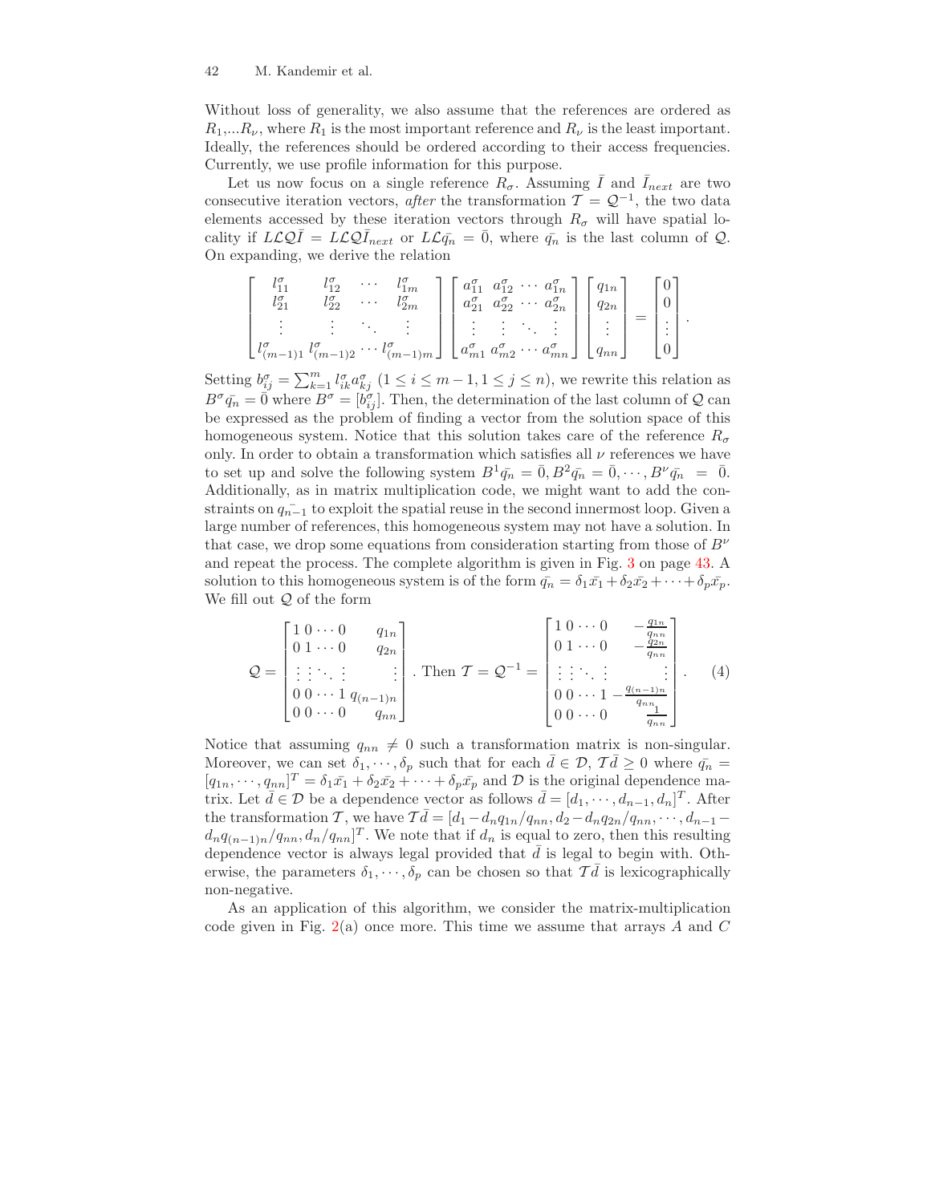Without loss of generality, we also assume that the references are ordered as $R_1$,...$R_\nu$, where $R_1$ is the most important reference and $R_\nu$ is the least important. Ideally, the references should be ordered according to their access frequencies. Currently, we use profile information for this purpose.

Let us now focus on a single reference $R_\sigma$. Assuming $\bar{I}$ and $\bar{I}_{next}$ are two consecutive iteration vectors, *after* the transformation $\mathcal{T} = \mathcal{Q}^{-1}$, the two data elements accessed by these iteration vectors through $R_\sigma$ will have spatial locality if $L\mathcal{L}\mathcal{Q}\bar{I} = L\mathcal{L}\mathcal{Q}\bar{I}_{next}$ or $L\mathcal{L}\bar{q_n} = \bar{0}$, where $\bar{q_n}$ is the last column of $\mathcal{Q}$. On expanding, we derive the relation

$$\begin{bmatrix} l_{11}^\sigma & l_{12}^\sigma & \cdots & l_{1m}^\sigma \\ l_{21}^\sigma & l_{22}^\sigma & \cdots & l_{2m}^\sigma \\ \vdots & \vdots & \ddots & \vdots \\ l_{(m-1)1}^\sigma & l_{(m-1)2}^\sigma & \cdots & l_{(m-1)m}^\sigma \end{bmatrix} \begin{bmatrix} a_{11}^\sigma & a_{12}^\sigma & \cdots & a_{1n}^\sigma \\ a_{21}^\sigma & a_{22}^\sigma & \cdots & a_{2n}^\sigma \\ \vdots & \vdots & \ddots & \vdots \\ a_{m1}^\sigma & a_{m2}^\sigma & \cdots & a_{mn}^\sigma \end{bmatrix} \begin{bmatrix} q_{1n} \\ q_{2n} \\ \vdots \\ q_{nn} \end{bmatrix} = \begin{bmatrix} 0 \\ 0 \\ \vdots \\ 0 \end{bmatrix}.$$

Setting $b_{ij}^\sigma = \sum_{k=1}^{m} l_{ik}^\sigma a_{kj}^\sigma$ $(1 \le i \le m-1, 1 \le j \le n)$, we rewrite this relation as $B^\sigma \bar{q_n} = \bar{0}$ where $B^\sigma = [b_{ij}^\sigma]$. Then, the determination of the last column of $\mathcal{Q}$ can be expressed as the problem of finding a vector from the solution space of this homogeneous system. Notice that this solution takes care of the reference $R_\sigma$ only. In order to obtain a transformation which satisfies all $\nu$ references we have to set up and solve the following system $B^1\bar{q_n} = \bar{0}, B^2\bar{q_n} = \bar{0}, \cdots, B^\nu\bar{q_n} = \bar{0}$. Additionally, as in matrix multiplication code, we might want to add the constraints on $\bar{q_{n-1}}$ to exploit the spatial reuse in the second innermost loop. Given a large number of references, this homogeneous system may not have a solution. In that case, we drop some equations from consideration starting from those of $B^\nu$ and repeat the process. The complete algorithm is given in Fig. 3 on page 43. A solution to this homogeneous system is of the form $\bar{q_n} = \delta_1\bar{x_1} + \delta_2\bar{x_2} + \cdots + \delta_p\bar{x_p}$. We fill out $\mathcal{Q}$ of the form

$$\mathcal{Q} = \begin{bmatrix} 1 & 0 & \cdots & 0 & q_{1n} \\ 0 & 1 & \cdots & 0 & q_{2n} \\ \vdots & \vdots & \ddots & \vdots & \vdots \\ 0 & 0 & \cdots & 1 & q_{(n-1)n} \\ 0 & 0 & \cdots & 0 & q_{nn} \end{bmatrix}. \text{ Then } \mathcal{T} = \mathcal{Q}^{-1} = \begin{bmatrix} 1 & 0 & \cdots & 0 & -\frac{q_{1n}}{q_{nn}} \\ 0 & 1 & \cdots & 0 & -\frac{q_{2n}}{q_{nn}} \\ \vdots & \vdots & \ddots & \vdots & \vdots \\ 0 & 0 & \cdots & 1 & -\frac{q_{(n-1)n}}{q_{nn}} \\ 0 & 0 & \cdots & 0 & \frac{1}{q_{nn}} \end{bmatrix}. \quad (4)$$

Notice that assuming $q_{nn} \neq 0$ such a transformation matrix is non-singular. Moreover, we can set $\delta_1, \cdots, \delta_p$ such that for each $\bar{d} \in \mathcal{D}$, $\mathcal{T}\bar{d} \ge 0$ where $\bar{q_n} = [q_{1n}, \cdots, q_{nn}]^T = \delta_1\bar{x_1} + \delta_2\bar{x_2} + \cdots + \delta_p\bar{x_p}$ and $\mathcal{D}$ is the original dependence matrix. Let $\bar{d} \in \mathcal{D}$ be a dependence vector as follows $\bar{d} = [d_1, \cdots, d_{n-1}, d_n]^T$. After the transformation $\mathcal{T}$, we have $\mathcal{T}\bar{d} = [d_1 - d_n q_{1n}/q_{nn}, d_2 - d_n q_{2n}/q_{nn}, \cdots, d_{n-1} - d_n q_{(n-1)n}/q_{nn}, d_n/q_{nn}]^T$. We note that if $d_n$ is equal to zero, then this resulting dependence vector is always legal provided that $\bar{d}$ is legal to begin with. Otherwise, the parameters $\delta_1, \cdots, \delta_p$ can be chosen so that $\mathcal{T}\bar{d}$ is lexicographically non-negative.

As an application of this algorithm, we consider the matrix-multiplication code given in Fig. 2(a) once more. This time we assume that arrays $A$ and $C$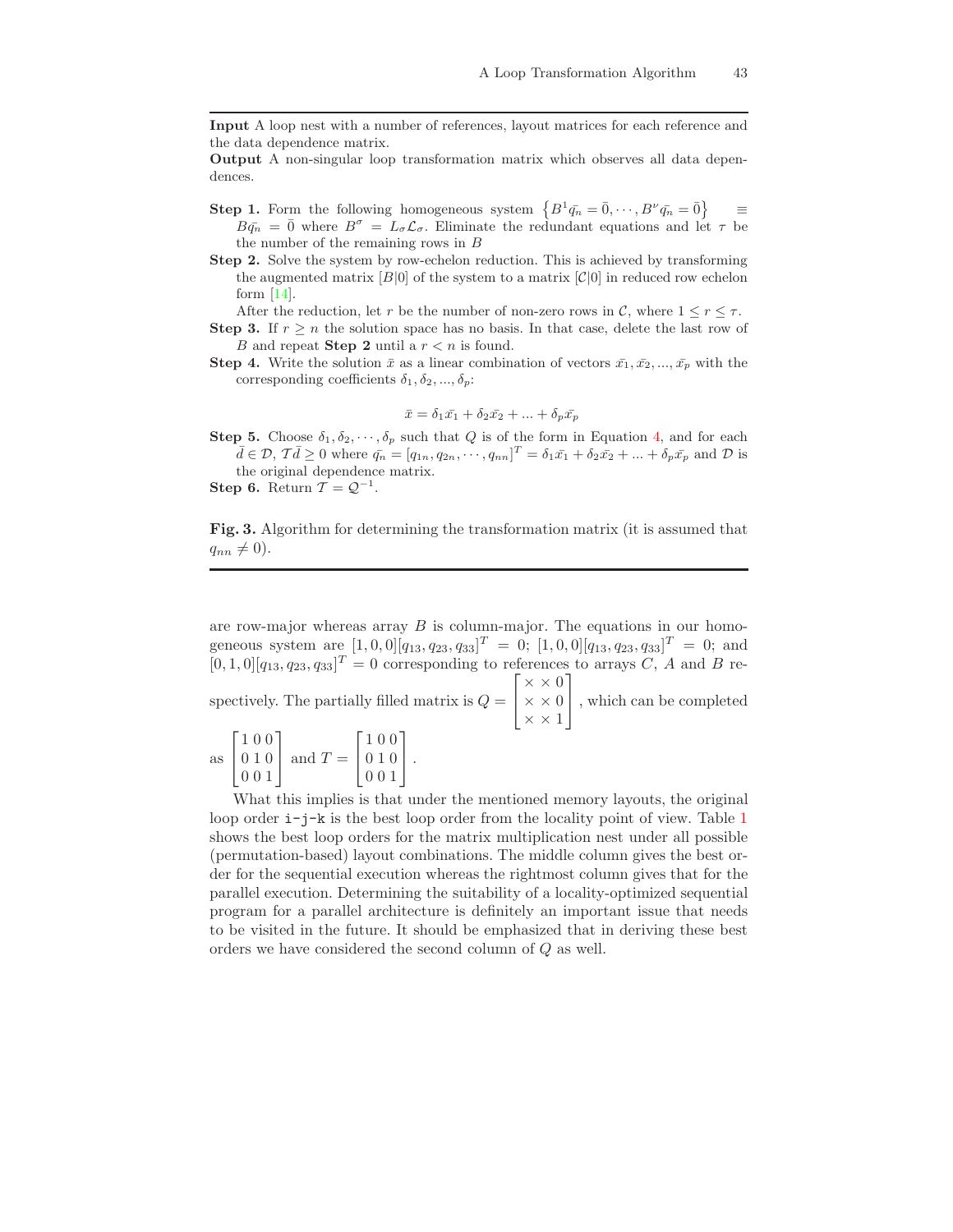**Input** A loop nest with a number of references, layout matrices for each reference and the data dependence matrix.

**Output** A non-singular loop transformation matrix which observes all data dependences.

**Step 1.** Form the following homogeneous system $\left\{B^1\bar{q_n} = \bar{0}, \cdots, B^\nu\bar{q_n} = \bar{0}\right\} \equiv B\bar{q_n} = \bar{0}$ where $B^\sigma = L_\sigma\mathcal{L}_\sigma$. Eliminate the redundant equations and let $\tau$ be the number of the remaining rows in $B$

**Step 2.** Solve the system by row-echelon reduction. This is achieved by transforming the augmented matrix $[B|0]$ of the system to a matrix $[\mathcal{C}|0]$ in reduced row echelon form [14].

After the reduction, let $r$ be the number of non-zero rows in $\mathcal{C}$, where $1 \leq r \leq \tau$.

**Step 3.** If $r \geq n$ the solution space has no basis. In that case, delete the last row of $B$ and repeat **Step 2** until a $r < n$ is found.

**Step 4.** Write the solution $\bar{x}$ as a linear combination of vectors $\bar{x_1}, \bar{x_2}, ..., \bar{x_p}$ with the corresponding coefficients $\delta_1, \delta_2, ..., \delta_p$:

$$\bar{x} = \delta_1\bar{x_1} + \delta_2\bar{x_2} + ... + \delta_p\bar{x_p}$$

**Step 5.** Choose $\delta_1, \delta_2, \cdots, \delta_p$ such that $Q$ is of the form in Equation 4, and for each $\bar{d} \in \mathcal{D}$, $\mathcal{T}\bar{d} \geq 0$ where $\bar{q_n} = [q_{1n}, q_{2n}, \cdots, q_{nn}]^T = \delta_1\bar{x_1} + \delta_2\bar{x_2} + ... + \delta_p\bar{x_p}$ and $\mathcal{D}$ is the original dependence matrix.

**Step 6.** Return $\mathcal{T} = \mathcal{Q}^{-1}$.

**Fig. 3.** Algorithm for determining the transformation matrix (it is assumed that $q_{nn} \neq 0$).

are row-major whereas array $B$ is column-major. The equations in our homogeneous system are $[1,0,0][q_{13}, q_{23}, q_{33}]^T = 0$; $[1,0,0][q_{13}, q_{23}, q_{33}]^T = 0$; and $[0,1,0][q_{13}, q_{23}, q_{33}]^T = 0$ corresponding to references to arrays $C$, $A$ and $B$ respectively. The partially filled matrix is $Q = \begin{bmatrix} \times & \times & 0 \\ \times & \times & 0 \\ \times & \times & 1 \end{bmatrix}$, which can be completed as $\begin{bmatrix} 1 & 0 & 0 \\ 0 & 1 & 0 \\ 0 & 0 & 1 \end{bmatrix}$ and $T = \begin{bmatrix} 1 & 0 & 0 \\ 0 & 1 & 0 \\ 0 & 0 & 1 \end{bmatrix}$.

What this implies is that under the mentioned memory layouts, the original loop order `i-j-k` is the best loop order from the locality point of view. Table 1 shows the best loop orders for the matrix multiplication nest under all possible (permutation-based) layout combinations. The middle column gives the best order for the sequential execution whereas the rightmost column gives that for the parallel execution. Determining the suitability of a locality-optimized sequential program for a parallel architecture is definitely an important issue that needs to be visited in the future. It should be emphasized that in deriving these best orders we have considered the second column of $Q$ as well.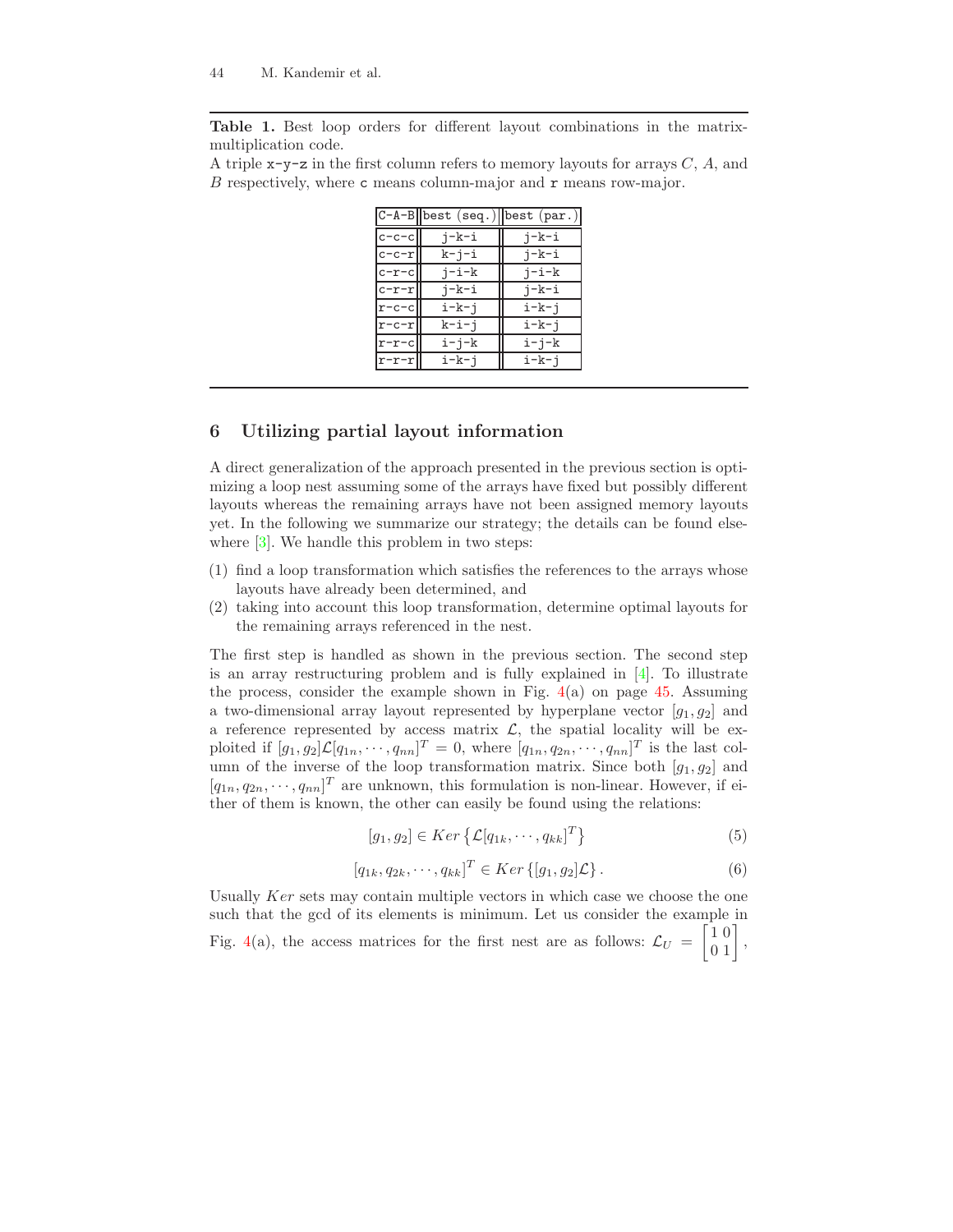**Table 1.** Best loop orders for different layout combinations in the matrix-multiplication code.
A triple x-y-z in the first column refers to memory layouts for arrays $C$, $A$, and $B$ respectively, where c means column-major and r means row-major.

| C-A-B | best (seq.) | best (par.) |
|---|---|---|
| c-c-c | j-k-i | j-k-i |
| c-c-r | k-j-i | j-k-i |
| c-r-c | j-i-k | j-i-k |
| c-r-r | j-k-i | j-k-i |
| r-c-c | i-k-j | i-k-j |
| r-c-r | k-i-j | i-k-j |
| r-r-c | i-j-k | i-j-k |
| r-r-r | i-k-j | i-k-j |

## 6 Utilizing partial layout information

A direct generalization of the approach presented in the previous section is optimizing a loop nest assuming some of the arrays have fixed but possibly different layouts whereas the remaining arrays have not been assigned memory layouts yet. In the following we summarize our strategy; the details can be found elsewhere [3]. We handle this problem in two steps:

(1) find a loop transformation which satisfies the references to the arrays whose layouts have already been determined, and
(2) taking into account this loop transformation, determine optimal layouts for the remaining arrays referenced in the nest.

The first step is handled as shown in the previous section. The second step is an array restructuring problem and is fully explained in [4]. To illustrate the process, consider the example shown in Fig. 4(a) on page 45. Assuming a two-dimensional array layout represented by hyperplane vector $[g_1, g_2]$ and a reference represented by access matrix $\mathcal{L}$, the spatial locality will be exploited if $[g_1, g_2]\mathcal{L}[q_{1n}, \cdots, q_{nn}]^T = 0$, where $[q_{1n}, q_{2n}, \cdots, q_{nn}]^T$ is the last column of the inverse of the loop transformation matrix. Since both $[g_1, g_2]$ and $[q_{1n}, q_{2n}, \cdots, q_{nn}]^T$ are unknown, this formulation is non-linear. However, if either of them is known, the other can easily be found using the relations:

$$[g_1, g_2] \in Ker\left\{\mathcal{L}[q_{1k}, \cdots, q_{kk}]^T\right\} \tag{5}$$

$$[q_{1k}, q_{2k}, \cdots, q_{kk}]^T \in Ker\left\{[g_1, g_2]\mathcal{L}\right\}. \tag{6}$$

Usually $Ker$ sets may contain multiple vectors in which case we choose the one such that the gcd of its elements is minimum. Let us consider the example in Fig. 4(a), the access matrices for the first nest are as follows: $\mathcal{L}_U = \begin{bmatrix} 1 & 0 \\ 0 & 1 \end{bmatrix}$,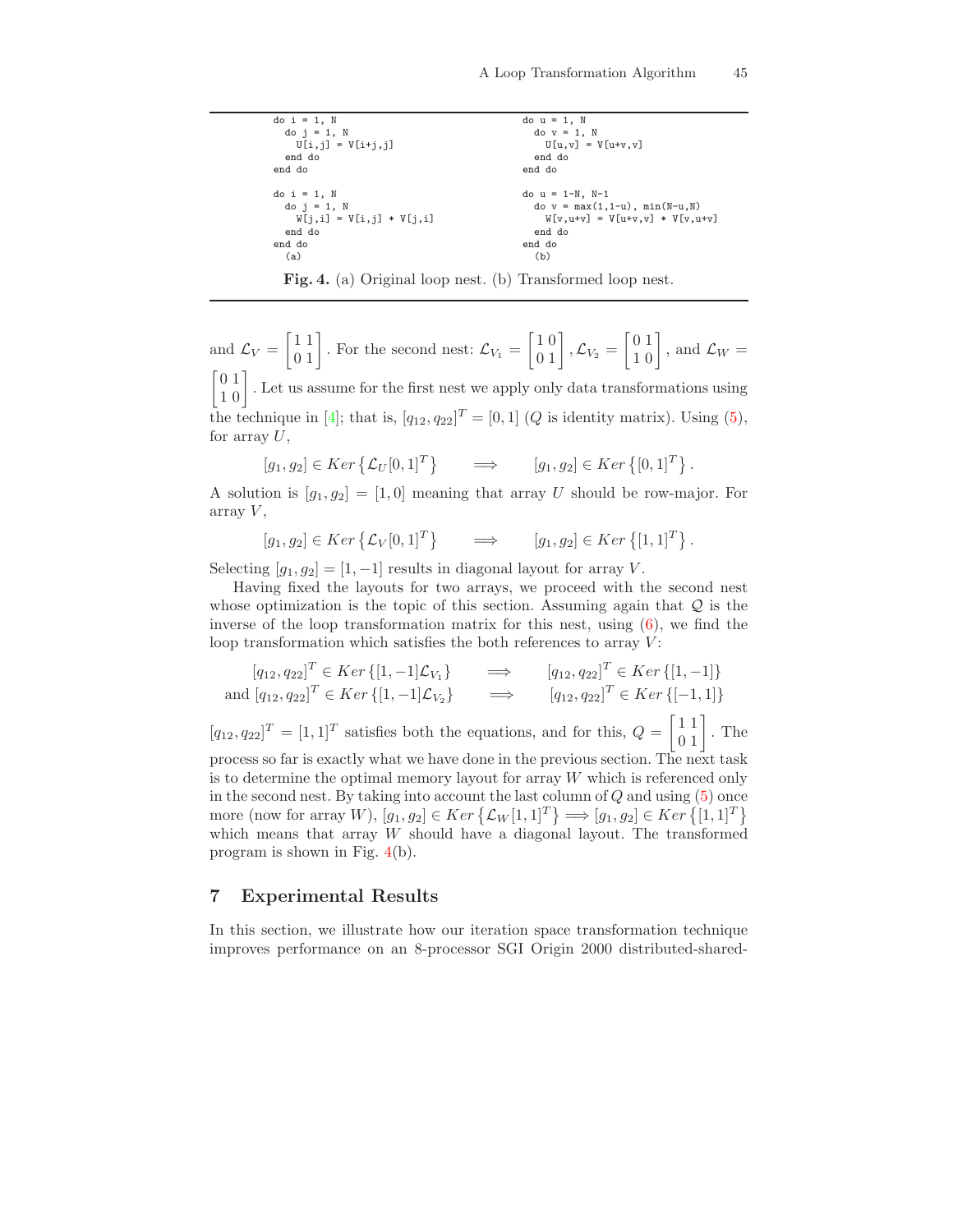```
do i = 1, N
  do j = 1, N
    U[i,j] = V[i+j,j]
  end do
end do

do i = 1, N
  do j = 1, N
    W[j,i] = V[i,j] * V[j,i]
  end do
end do
  (a)
```

```
do u = 1, N
  do v = 1, N
    U[u,v] = V[u+v,v]
  end do
end do

do u = 1-N, N-1
  do v = max(1,1-u), min(N-u,N)
    W[v,u+v] = V[u+v,v] * V[v,u+v]
  end do
end do
  (b)
```

**Fig. 4.** (a) Original loop nest. (b) Transformed loop nest.

and $\mathcal{L}_V = \begin{bmatrix} 1 & 1 \\ 0 & 1 \end{bmatrix}$. For the second nest: $\mathcal{L}_{V_1} = \begin{bmatrix} 1 & 0 \\ 0 & 1 \end{bmatrix}$, $\mathcal{L}_{V_2} = \begin{bmatrix} 0 & 1 \\ 1 & 0 \end{bmatrix}$, and $\mathcal{L}_W = \begin{bmatrix} 0 & 1 \\ 1 & 0 \end{bmatrix}$. Let us assume for the first nest we apply only data transformations using the technique in [4]; that is, $[q_{12}, q_{22}]^T = [0, 1]$ ($Q$ is identity matrix). Using (5), for array $U$,

$$[g_1, g_2] \in Ker\left\{\mathcal{L}_U [0, 1]^T\right\} \qquad \Longrightarrow \qquad [g_1, g_2] \in Ker\left\{[0, 1]^T\right\}.$$

A solution is $[g_1, g_2] = [1, 0]$ meaning that array $U$ should be row-major. For array $V$,

$$[g_1, g_2] \in Ker\left\{\mathcal{L}_V [0, 1]^T\right\} \qquad \Longrightarrow \qquad [g_1, g_2] \in Ker\left\{[1, 1]^T\right\}.$$

Selecting $[g_1, g_2] = [1, -1]$ results in diagonal layout for array $V$.

Having fixed the layouts for two arrays, we proceed with the second nest whose optimization is the topic of this section. Assuming again that $\mathcal{Q}$ is the inverse of the loop transformation matrix for this nest, using (6), we find the loop transformation which satisfies the both references to array $V$:

$$[q_{12}, q_{22}]^T \in Ker\left\{[1, -1]\mathcal{L}_{V_1}\right\} \qquad \Longrightarrow \qquad [q_{12}, q_{22}]^T \in Ker\left\{[1, -1]\right\}$$
$$\text{and } [q_{12}, q_{22}]^T \in Ker\left\{[1, -1]\mathcal{L}_{V_2}\right\} \qquad \Longrightarrow \qquad [q_{12}, q_{22}]^T \in Ker\left\{[-1, 1]\right\}$$

$[q_{12}, q_{22}]^T = [1, 1]^T$ satisfies both the equations, and for this, $Q = \begin{bmatrix} 1 & 1 \\ 0 & 1 \end{bmatrix}$. The process so far is exactly what we have done in the previous section. The next task is to determine the optimal memory layout for array $W$ which is referenced only in the second nest. By taking into account the last column of $Q$ and using (5) once more (now for array $W$), $[g_1, g_2] \in Ker\left\{\mathcal{L}_W [1, 1]^T\right\} \Longrightarrow [g_1, g_2] \in Ker\left\{[1, 1]^T\right\}$ which means that array $W$ should have a diagonal layout. The transformed program is shown in Fig. 4(b).

## 7 Experimental Results

In this section, we illustrate how our iteration space transformation technique improves performance on an 8-processor SGI Origin 2000 distributed-shared-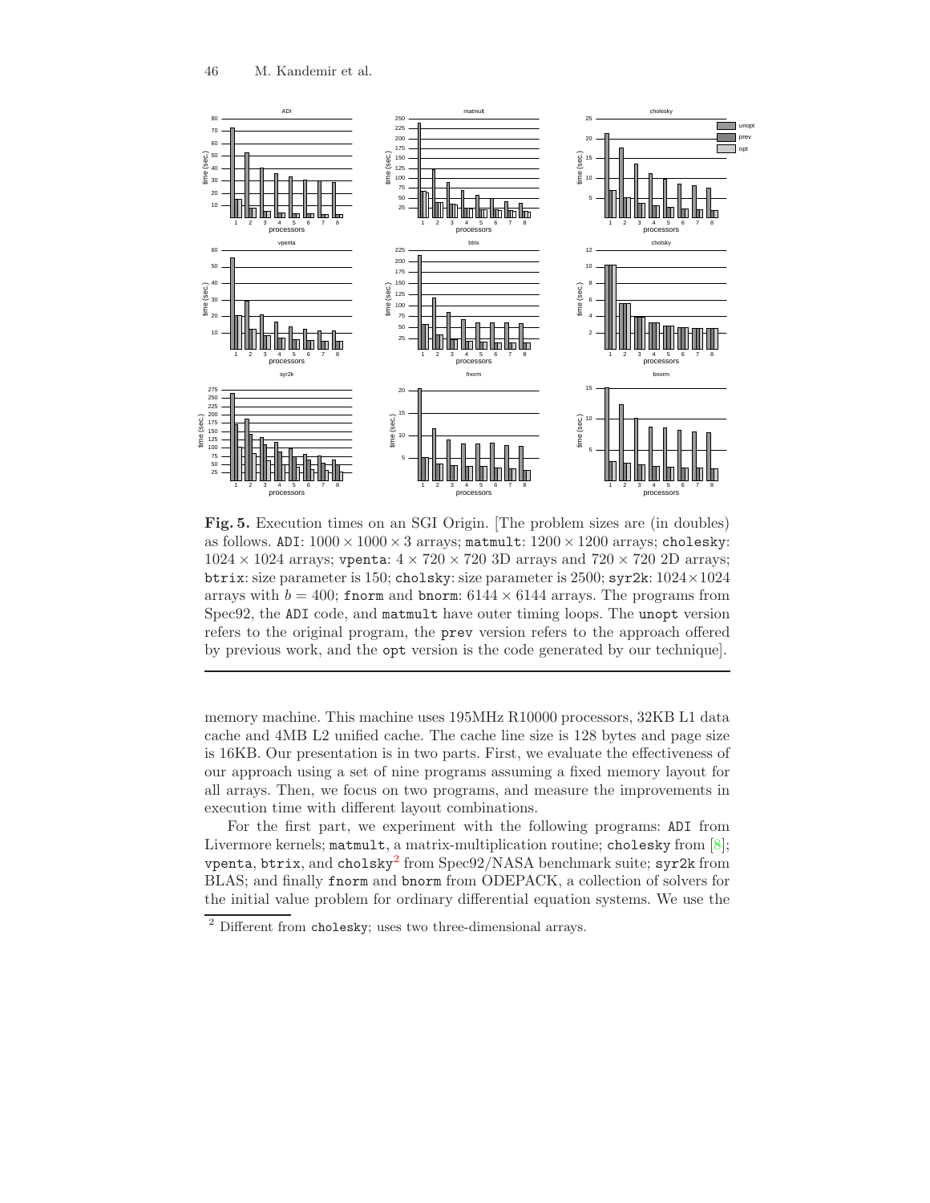**Fig. 5.** Execution times on an SGI Origin. [The problem sizes are (in doubles) as follows. ADI: $1000 \times 1000 \times 3$ arrays; matmult: $1200 \times 1200$ arrays; cholesky: $1024 \times 1024$ arrays; vpenta: $4 \times 720 \times 720$ 3D arrays and $720 \times 720$ 2D arrays; btrix: size parameter is 150; cholsky: size parameter is 2500; syr2k: $1024 \times 1024$ arrays with $b = 400$; fnorm and bnorm: $6144 \times 6144$ arrays. The programs from Spec92, the ADI code, and matmult have outer timing loops. The unopt version refers to the original program, the prev version refers to the approach offered by previous work, and the opt version is the code generated by our technique].

memory machine. This machine uses 195MHz R10000 processors, 32KB L1 data cache and 4MB L2 unified cache. The cache line size is 128 bytes and page size is 16KB. Our presentation is in two parts. First, we evaluate the effectiveness of our approach using a set of nine programs assuming a fixed memory layout for all arrays. Then, we focus on two programs, and measure the improvements in execution time with different layout combinations.

For the first part, we experiment with the following programs: ADI from Livermore kernels; matmult, a matrix-multiplication routine; cholesky from [8]; vpenta, btrix, and cholsky[2] from Spec92/NASA benchmark suite; syr2k from BLAS; and finally fnorm and bnorm from ODEPACK, a collection of solvers for the initial value problem for ordinary differential equation systems. We use the

[2] Different from cholesky; uses two three-dimensional arrays.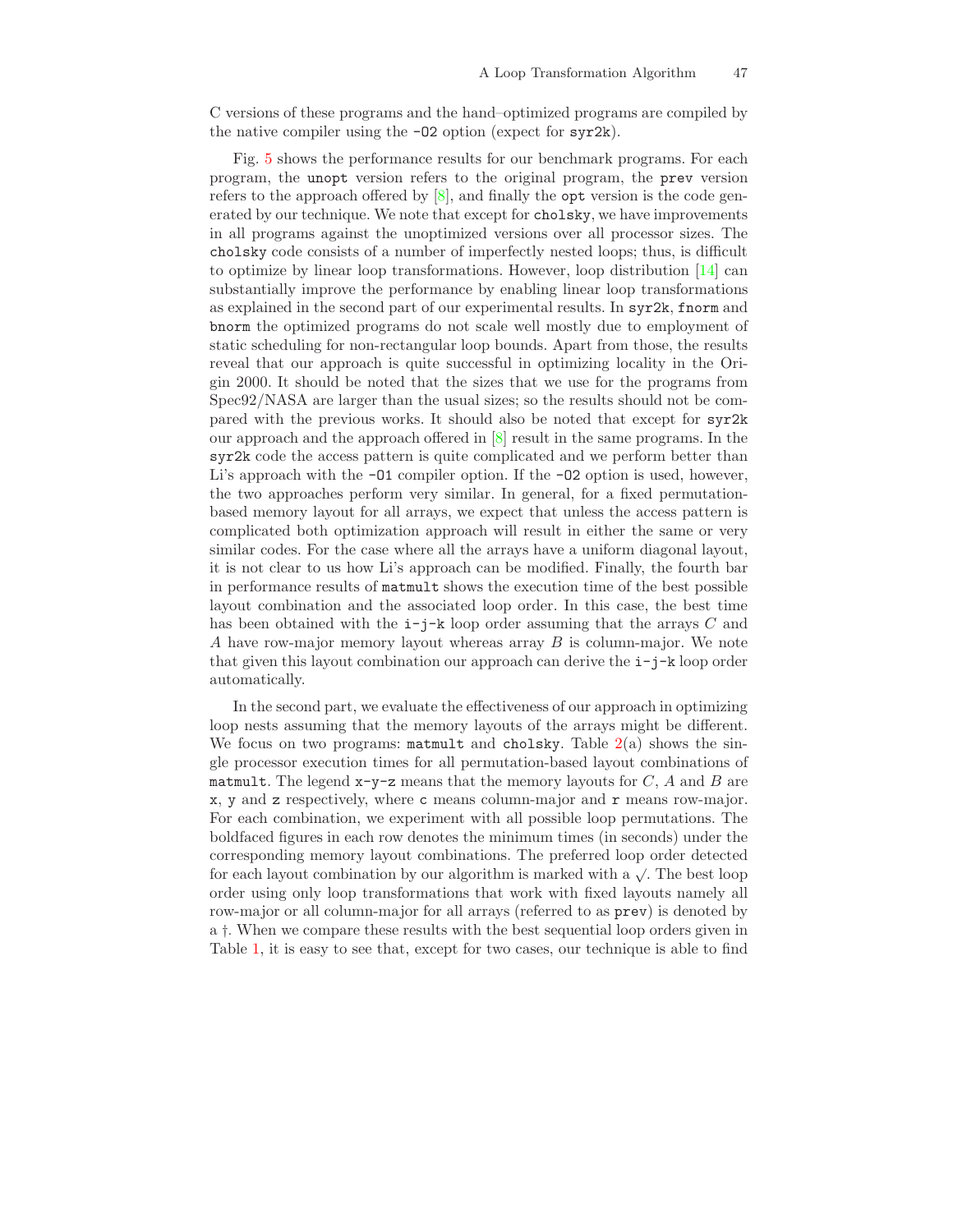C versions of these programs and the hand–optimized programs are compiled by the native compiler using the -O2 option (expect for syr2k).

Fig. 5 shows the performance results for our benchmark programs. For each program, the unopt version refers to the original program, the prev version refers to the approach offered by [8], and finally the opt version is the code generated by our technique. We note that except for cholsky, we have improvements in all programs against the unoptimized versions over all processor sizes. The cholsky code consists of a number of imperfectly nested loops; thus, is difficult to optimize by linear loop transformations. However, loop distribution [14] can substantially improve the performance by enabling linear loop transformations as explained in the second part of our experimental results. In syr2k, fnorm and bnorm the optimized programs do not scale well mostly due to employment of static scheduling for non-rectangular loop bounds. Apart from those, the results reveal that our approach is quite successful in optimizing locality in the Origin 2000. It should be noted that the sizes that we use for the programs from Spec92/NASA are larger than the usual sizes; so the results should not be compared with the previous works. It should also be noted that except for syr2k our approach and the approach offered in [8] result in the same programs. In the syr2k code the access pattern is quite complicated and we perform better than Li's approach with the -O1 compiler option. If the -O2 option is used, however, the two approaches perform very similar. In general, for a fixed permutation-based memory layout for all arrays, we expect that unless the access pattern is complicated both optimization approach will result in either the same or very similar codes. For the case where all the arrays have a uniform diagonal layout, it is not clear to us how Li's approach can be modified. Finally, the fourth bar in performance results of matmult shows the execution time of the best possible layout combination and the associated loop order. In this case, the best time has been obtained with the i-j-k loop order assuming that the arrays $C$ and $A$ have row-major memory layout whereas array $B$ is column-major. We note that given this layout combination our approach can derive the i-j-k loop order automatically.

In the second part, we evaluate the effectiveness of our approach in optimizing loop nests assuming that the memory layouts of the arrays might be different. We focus on two programs: matmult and cholsky. Table 2(a) shows the single processor execution times for all permutation-based layout combinations of matmult. The legend x-y-z means that the memory layouts for $C$, $A$ and $B$ are x, y and z respectively, where c means column-major and r means row-major. For each combination, we experiment with all possible loop permutations. The boldfaced figures in each row denotes the minimum times (in seconds) under the corresponding memory layout combinations. The preferred loop order detected for each layout combination by our algorithm is marked with a $\surd$. The best loop order using only loop transformations that work with fixed layouts namely all row-major or all column-major for all arrays (referred to as prev) is denoted by a †. When we compare these results with the best sequential loop orders given in Table 1, it is easy to see that, except for two cases, our technique is able to find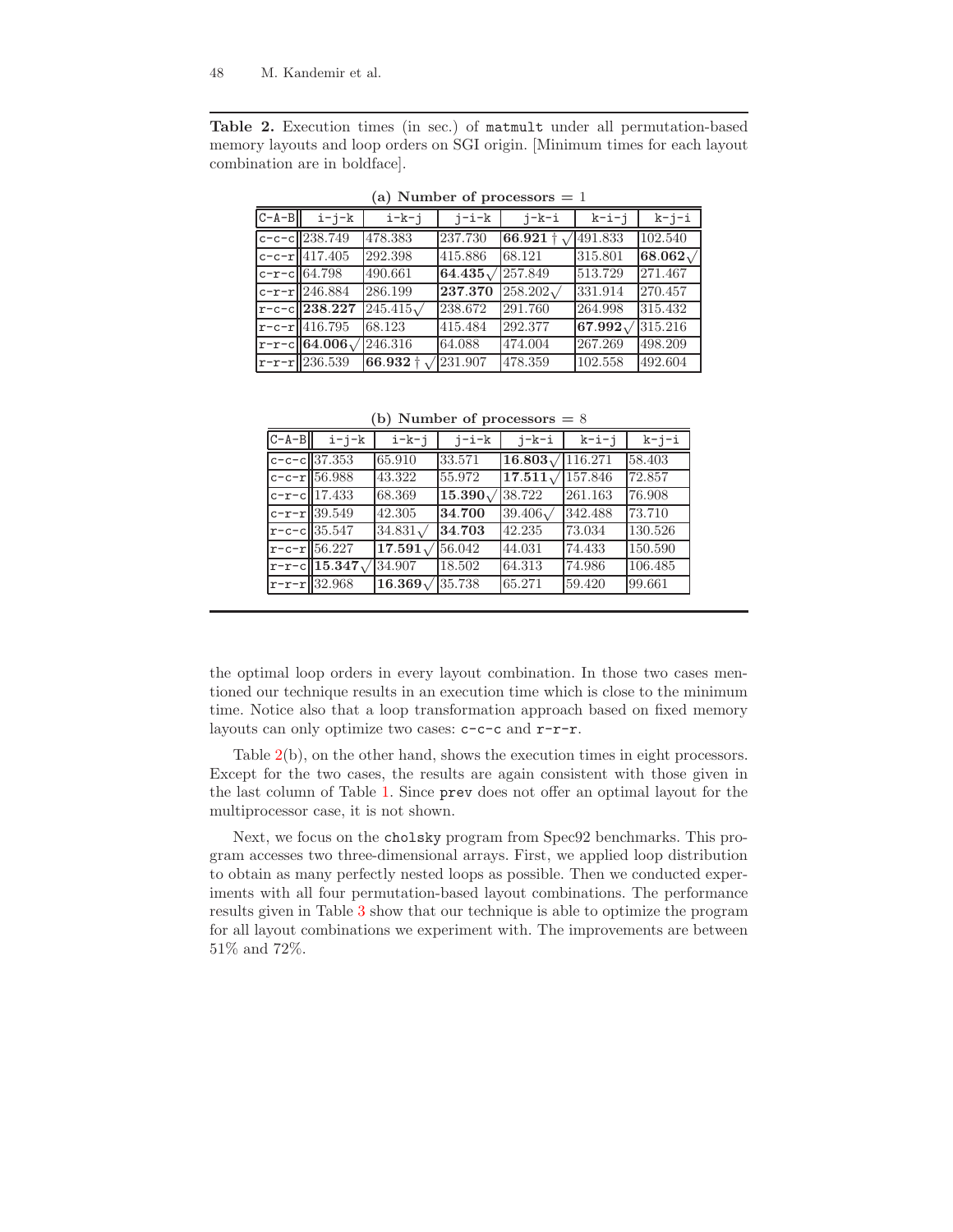**Table 2.** Execution times (in sec.) of `matmult` under all permutation-based memory layouts and loop orders on SGI origin. [Minimum times for each layout combination are in boldface].

**(a) Number of processors = 1**

| C-A-B | i-j-k | i-k-j | j-i-k | j-k-i | k-i-j | k-j-i |
|---|---|---|---|---|---|---|
| c-c-c | 238.749 | 478.383 | 237.730 | **66.921** † √ | 491.833 | 102.540 |
| c-c-r | 417.405 | 292.398 | 415.886 | 68.121 | 315.801 | **68.062** √ |
| c-r-c | 64.798 | 490.661 | **64.435** √ | 257.849 | 513.729 | 271.467 |
| c-r-r | 246.884 | 286.199 | **237.370** | 258.202 √ | 331.914 | 270.457 |
| r-c-c | **238.227** | 245.415 √ | 238.672 | 291.760 | 264.998 | 315.432 |
| r-c-r | 416.795 | 68.123 | 415.484 | 292.377 | **67.992** √ | 315.216 |
| r-r-c | **64.006** √ | 246.316 | 64.088 | 474.004 | 267.269 | 498.209 |
| r-r-r | 236.539 | **66.932** † √ | 231.907 | 478.359 | 102.558 | 492.604 |

**(b) Number of processors = 8**

| C-A-B | i-j-k | i-k-j | j-i-k | j-k-i | k-i-j | k-j-i |
|---|---|---|---|---|---|---|
| c-c-c | 37.353 | 65.910 | 33.571 | **16.803** √ | 116.271 | 58.403 |
| c-c-r | 56.988 | 43.322 | 55.972 | **17.511** √ | 157.846 | 72.857 |
| c-r-c | 17.433 | 68.369 | **15.390** √ | 38.722 | 261.163 | 76.908 |
| c-r-r | 39.549 | 42.305 | **34.700** | 39.406 √ | 342.488 | 73.710 |
| r-c-c | 35.547 | 34.831 √ | **34.703** | 42.235 | 73.034 | 130.526 |
| r-c-r | 56.227 | **17.591** √ | 56.042 | 44.031 | 74.433 | 150.590 |
| r-r-c | **15.347** √ | 34.907 | 18.502 | 64.313 | 74.986 | 106.485 |
| r-r-r | 32.968 | **16.369** √ | 35.738 | 65.271 | 59.420 | 99.661 |

the optimal loop orders in every layout combination. In those two cases mentioned our technique results in an execution time which is close to the minimum time. Notice also that a loop transformation approach based on fixed memory layouts can only optimize two cases: `c-c-c` and `r-r-r`.

Table 2(b), on the other hand, shows the execution times in eight processors. Except for the two cases, the results are again consistent with those given in the last column of Table 1. Since `prev` does not offer an optimal layout for the multiprocessor case, it is not shown.

Next, we focus on the `cholsky` program from Spec92 benchmarks. This program accesses two three-dimensional arrays. First, we applied loop distribution to obtain as many perfectly nested loops as possible. Then we conducted experiments with all four permutation-based layout combinations. The performance results given in Table 3 show that our technique is able to optimize the program for all layout combinations we experiment with. The improvements are between 51% and 72%.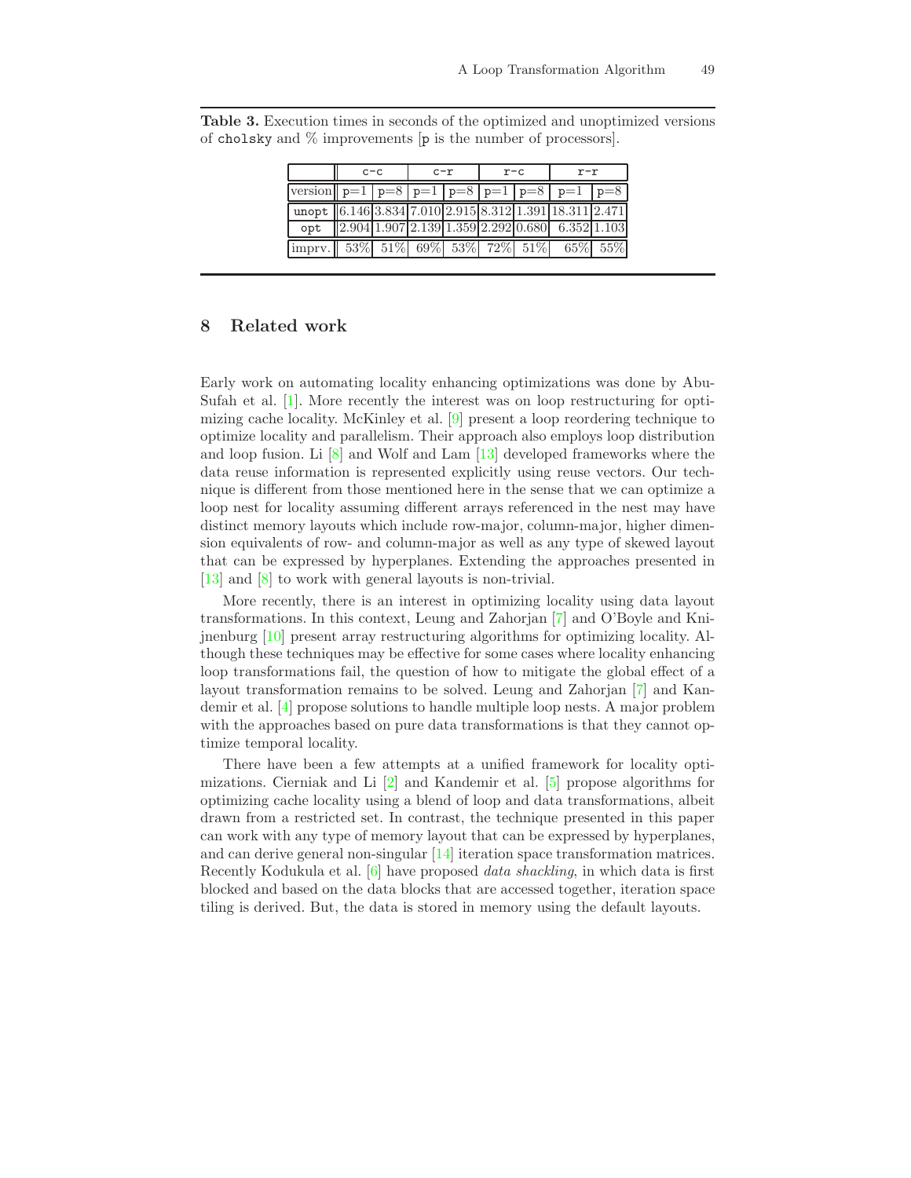**Table 3.** Execution times in seconds of the optimized and unoptimized versions of `cholsky` and % improvements [`p` is the number of processors].

| | `c-c` | | `c-r` | | `r-c` | | `r-r` | |
|---|---|---|---|---|---|---|---|---|
| version | p=1 | p=8 | p=1 | p=8 | p=1 | p=8 | p=1 | p=8 |
| `unopt` | 6.146 | 3.834 | 7.010 | 2.915 | 8.312 | 1.391 | 18.311 | 2.471 |
| `opt` | 2.904 | 1.907 | 2.139 | 1.359 | 2.292 | 0.680 | 6.352 | 1.103 |
| imprv. | 53% | 51% | 69% | 53% | 72% | 51% | 65% | 55% |

## 8 Related work

Early work on automating locality enhancing optimizations was done by Abu-Sufah et al. [1]. More recently the interest was on loop restructuring for optimizing cache locality. McKinley et al. [9] present a loop reordering technique to optimize locality and parallelism. Their approach also employs loop distribution and loop fusion. Li [8] and Wolf and Lam [13] developed frameworks where the data reuse information is represented explicitly using reuse vectors. Our technique is different from those mentioned here in the sense that we can optimize a loop nest for locality assuming different arrays referenced in the nest may have distinct memory layouts which include row-major, column-major, higher dimension equivalents of row- and column-major as well as any type of skewed layout that can be expressed by hyperplanes. Extending the approaches presented in [13] and [8] to work with general layouts is non-trivial.

More recently, there is an interest in optimizing locality using data layout transformations. In this context, Leung and Zahorjan [7] and O'Boyle and Knijnenburg [10] present array restructuring algorithms for optimizing locality. Although these techniques may be effective for some cases where locality enhancing loop transformations fail, the question of how to mitigate the global effect of a layout transformation remains to be solved. Leung and Zahorjan [7] and Kandemir et al. [4] propose solutions to handle multiple loop nests. A major problem with the approaches based on pure data transformations is that they cannot optimize temporal locality.

There have been a few attempts at a unified framework for locality optimizations. Cierniak and Li [2] and Kandemir et al. [5] propose algorithms for optimizing cache locality using a blend of loop and data transformations, albeit drawn from a restricted set. In contrast, the technique presented in this paper can work with any type of memory layout that can be expressed by hyperplanes, and can derive general non-singular [14] iteration space transformation matrices. Recently Kodukula et al. [6] have proposed *data shackling*, in which data is first blocked and based on the data blocks that are accessed together, iteration space tiling is derived. But, the data is stored in memory using the default layouts.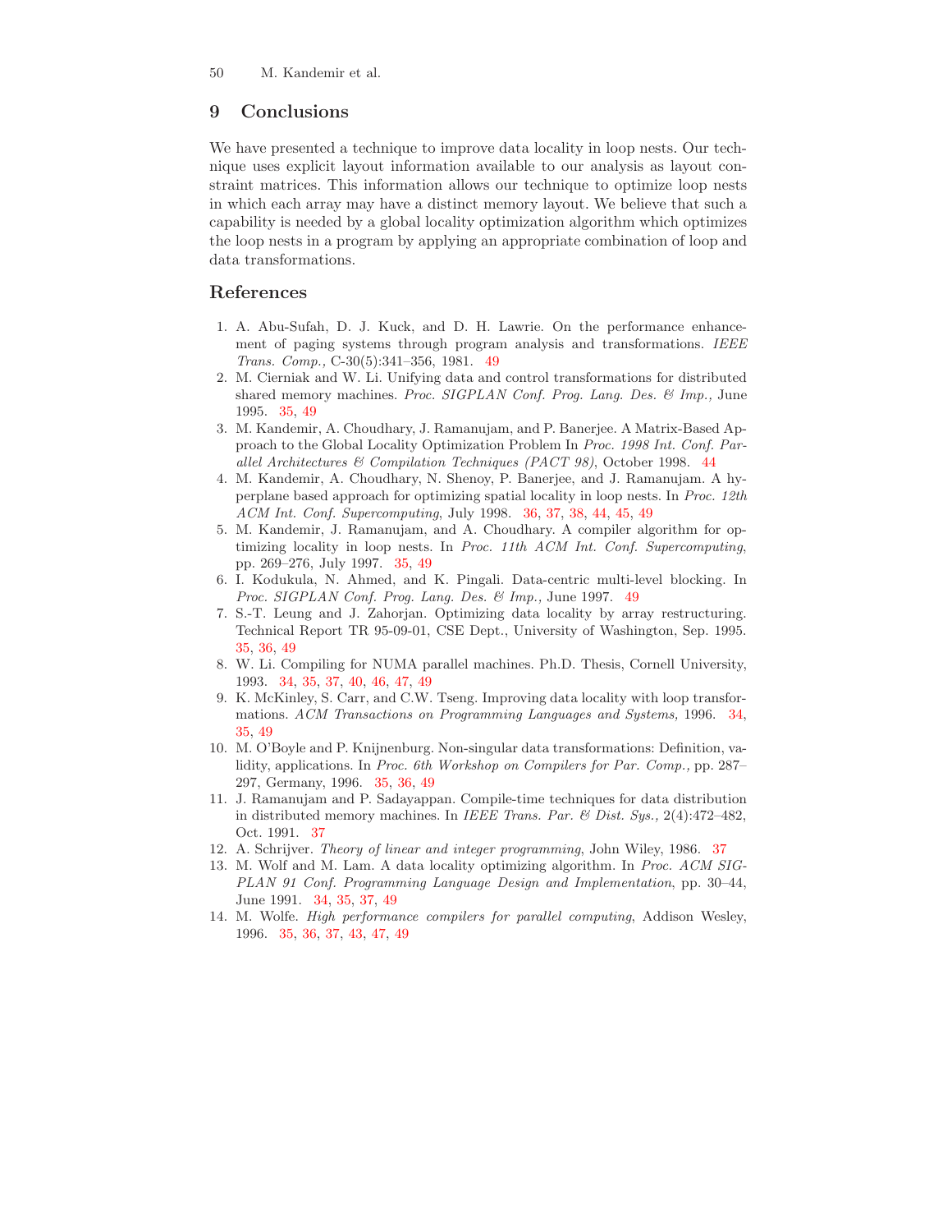## 9 Conclusions

We have presented a technique to improve data locality in loop nests. Our technique uses explicit layout information available to our analysis as layout constraint matrices. This information allows our technique to optimize loop nests in which each array may have a distinct memory layout. We believe that such a capability is needed by a global locality optimization algorithm which optimizes the loop nests in a program by applying an appropriate combination of loop and data transformations.

## References

1. A. Abu-Sufah, D. J. Kuck, and D. H. Lawrie. On the performance enhancement of paging systems through program analysis and transformations. *IEEE Trans. Comp.,* C-30(5):341–356, 1981. 49
2. M. Cierniak and W. Li. Unifying data and control transformations for distributed shared memory machines. *Proc. SIGPLAN Conf. Prog. Lang. Des. & Imp.,* June 1995. 35, 49
3. M. Kandemir, A. Choudhary, J. Ramanujam, and P. Banerjee. A Matrix-Based Approach to the Global Locality Optimization Problem In *Proc. 1998 Int. Conf. Parallel Architectures & Compilation Techniques (PACT 98)*, October 1998. 44
4. M. Kandemir, A. Choudhary, N. Shenoy, P. Banerjee, and J. Ramanujam. A hyperplane based approach for optimizing spatial locality in loop nests. In *Proc. 12th ACM Int. Conf. Supercomputing*, July 1998. 36, 37, 38, 44, 45, 49
5. M. Kandemir, J. Ramanujam, and A. Choudhary. A compiler algorithm for optimizing locality in loop nests. In *Proc. 11th ACM Int. Conf. Supercomputing*, pp. 269–276, July 1997. 35, 49
6. I. Kodukula, N. Ahmed, and K. Pingali. Data-centric multi-level blocking. In *Proc. SIGPLAN Conf. Prog. Lang. Des. & Imp.,* June 1997. 49
7. S.-T. Leung and J. Zahorjan. Optimizing data locality by array restructuring. Technical Report TR 95-09-01, CSE Dept., University of Washington, Sep. 1995. 35, 36, 49
8. W. Li. Compiling for NUMA parallel machines. Ph.D. Thesis, Cornell University, 1993. 34, 35, 37, 40, 46, 47, 49
9. K. McKinley, S. Carr, and C.W. Tseng. Improving data locality with loop transformations. *ACM Transactions on Programming Languages and Systems,* 1996. 34, 35, 49
10. M. O'Boyle and P. Knijnenburg. Non-singular data transformations: Definition, validity, applications. In *Proc. 6th Workshop on Compilers for Par. Comp.,* pp. 287–297, Germany, 1996. 35, 36, 49
11. J. Ramanujam and P. Sadayappan. Compile-time techniques for data distribution in distributed memory machines. In *IEEE Trans. Par. & Dist. Sys.,* 2(4):472–482, Oct. 1991. 37
12. A. Schrijver. *Theory of linear and integer programming*, John Wiley, 1986. 37
13. M. Wolf and M. Lam. A data locality optimizing algorithm. In *Proc. ACM SIGPLAN 91 Conf. Programming Language Design and Implementation*, pp. 30–44, June 1991. 34, 35, 37, 49
14. M. Wolfe. *High performance compilers for parallel computing*, Addison Wesley, 1996. 35, 36, 37, 43, 47, 49